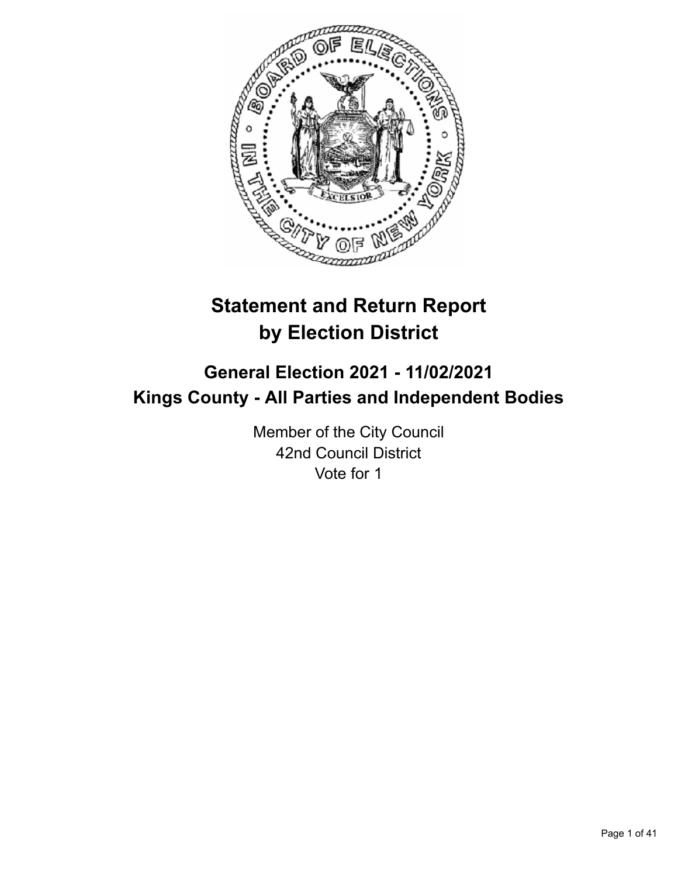# Statement and Return Report by Election District

## General Election 2021 - 11/02/2021
## Kings County - All Parties and Independent Bodies

Member of the City Council
42nd Council District
Vote for 1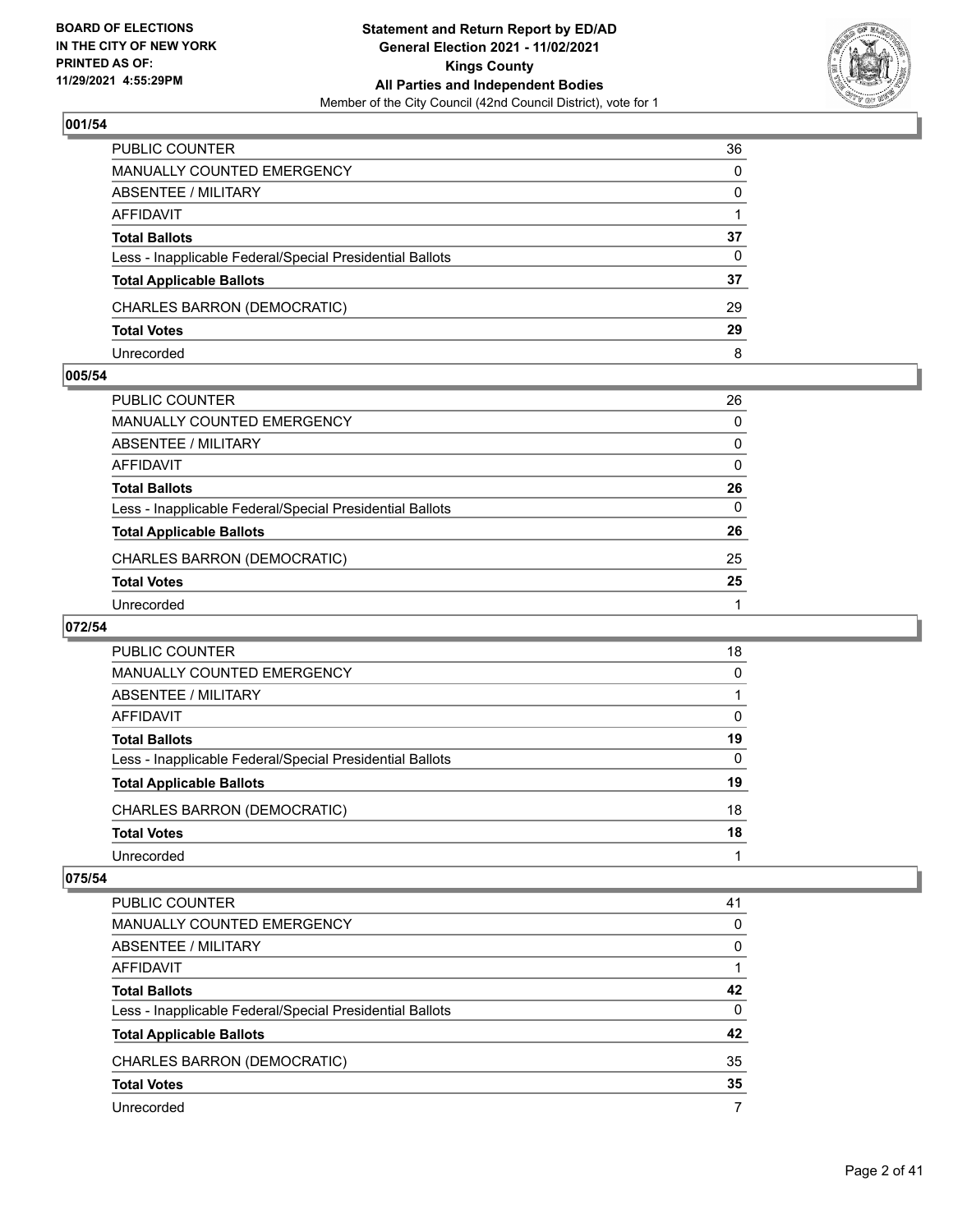**Statement and Return Report by ED/AD**
**General Election 2021 - 11/02/2021**
**Kings County**
**All Parties and Independent Bodies**
Member of the City Council (42nd Council District), vote for 1

BOARD OF ELECTIONS
IN THE CITY OF NEW YORK
PRINTED AS OF:
11/29/2021 4:55:29PM

### 001/54

| | |
|---|---|
| PUBLIC COUNTER | 36 |
| MANUALLY COUNTED EMERGENCY | 0 |
| ABSENTEE / MILITARY | 0 |
| AFFIDAVIT | 1 |
| **Total Ballots** | **37** |
| Less - Inapplicable Federal/Special Presidential Ballots | 0 |
| **Total Applicable Ballots** | **37** |
| CHARLES BARRON (DEMOCRATIC) | 29 |
| **Total Votes** | **29** |
| Unrecorded | 8 |

### 005/54

| | |
|---|---|
| PUBLIC COUNTER | 26 |
| MANUALLY COUNTED EMERGENCY | 0 |
| ABSENTEE / MILITARY | 0 |
| AFFIDAVIT | 0 |
| **Total Ballots** | **26** |
| Less - Inapplicable Federal/Special Presidential Ballots | 0 |
| **Total Applicable Ballots** | **26** |
| CHARLES BARRON (DEMOCRATIC) | 25 |
| **Total Votes** | **25** |
| Unrecorded | 1 |

### 072/54

| | |
|---|---|
| PUBLIC COUNTER | 18 |
| MANUALLY COUNTED EMERGENCY | 0 |
| ABSENTEE / MILITARY | 1 |
| AFFIDAVIT | 0 |
| **Total Ballots** | **19** |
| Less - Inapplicable Federal/Special Presidential Ballots | 0 |
| **Total Applicable Ballots** | **19** |
| CHARLES BARRON (DEMOCRATIC) | 18 |
| **Total Votes** | **18** |
| Unrecorded | 1 |

### 075/54

| | |
|---|---|
| PUBLIC COUNTER | 41 |
| MANUALLY COUNTED EMERGENCY | 0 |
| ABSENTEE / MILITARY | 0 |
| AFFIDAVIT | 1 |
| **Total Ballots** | **42** |
| Less - Inapplicable Federal/Special Presidential Ballots | 0 |
| **Total Applicable Ballots** | **42** |
| CHARLES BARRON (DEMOCRATIC) | 35 |
| **Total Votes** | **35** |
| Unrecorded | 7 |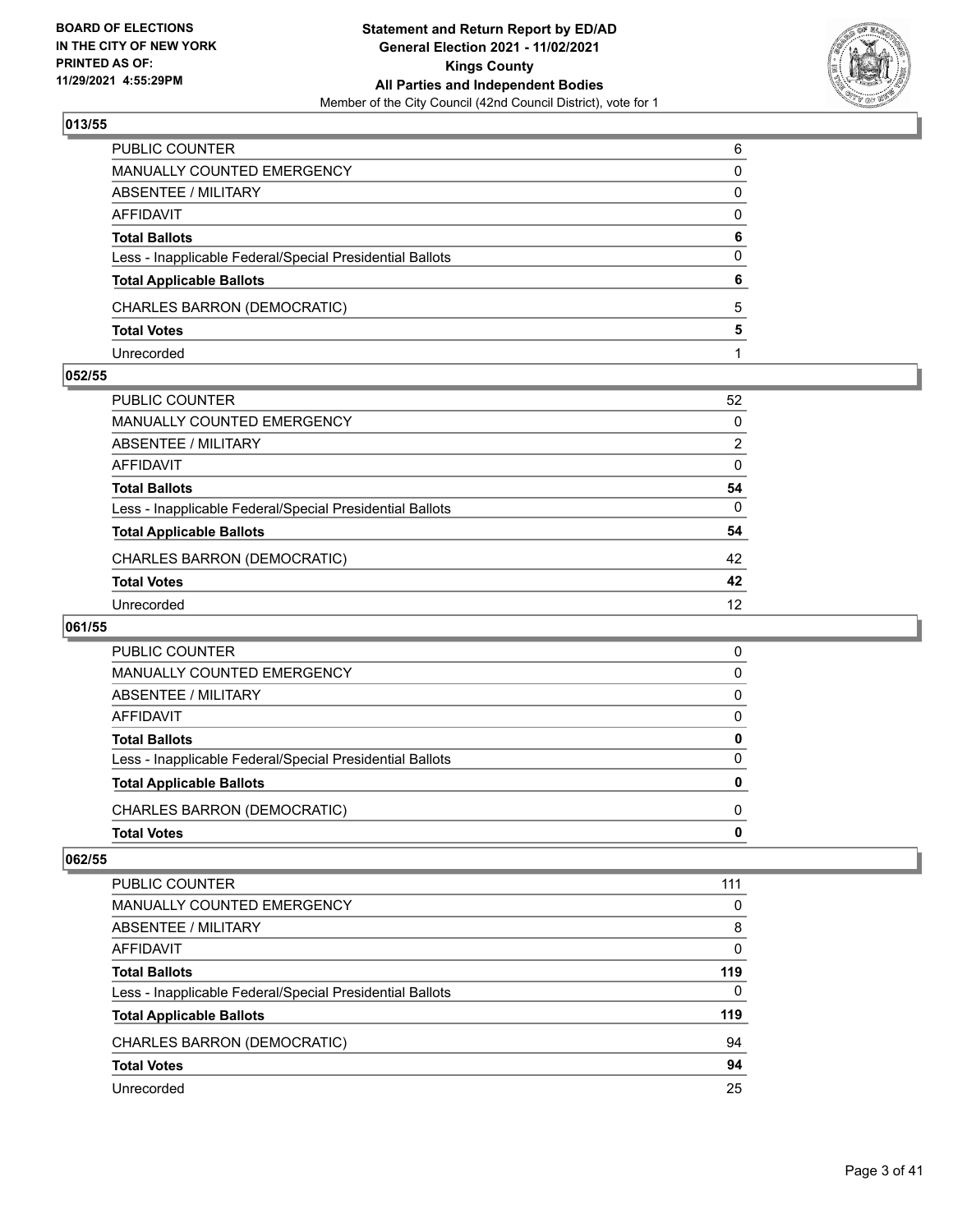## 013/55

| | |
|---|---|
| PUBLIC COUNTER | 6 |
| MANUALLY COUNTED EMERGENCY | 0 |
| ABSENTEE / MILITARY | 0 |
| AFFIDAVIT | 0 |
| **Total Ballots** | **6** |
| Less - Inapplicable Federal/Special Presidential Ballots | 0 |
| **Total Applicable Ballots** | **6** |
| CHARLES BARRON (DEMOCRATIC) | 5 |
| **Total Votes** | **5** |
| Unrecorded | 1 |

## 052/55

| | |
|---|---|
| PUBLIC COUNTER | 52 |
| MANUALLY COUNTED EMERGENCY | 0 |
| ABSENTEE / MILITARY | 2 |
| AFFIDAVIT | 0 |
| **Total Ballots** | **54** |
| Less - Inapplicable Federal/Special Presidential Ballots | 0 |
| **Total Applicable Ballots** | **54** |
| CHARLES BARRON (DEMOCRATIC) | 42 |
| **Total Votes** | **42** |
| Unrecorded | 12 |

## 061/55

| | |
|---|---|
| PUBLIC COUNTER | 0 |
| MANUALLY COUNTED EMERGENCY | 0 |
| ABSENTEE / MILITARY | 0 |
| AFFIDAVIT | 0 |
| **Total Ballots** | **0** |
| Less - Inapplicable Federal/Special Presidential Ballots | 0 |
| **Total Applicable Ballots** | **0** |
| CHARLES BARRON (DEMOCRATIC) | 0 |
| **Total Votes** | **0** |

## 062/55

| | |
|---|---|
| PUBLIC COUNTER | 111 |
| MANUALLY COUNTED EMERGENCY | 0 |
| ABSENTEE / MILITARY | 8 |
| AFFIDAVIT | 0 |
| **Total Ballots** | **119** |
| Less - Inapplicable Federal/Special Presidential Ballots | 0 |
| **Total Applicable Ballots** | **119** |
| CHARLES BARRON (DEMOCRATIC) | 94 |
| **Total Votes** | **94** |
| Unrecorded | 25 |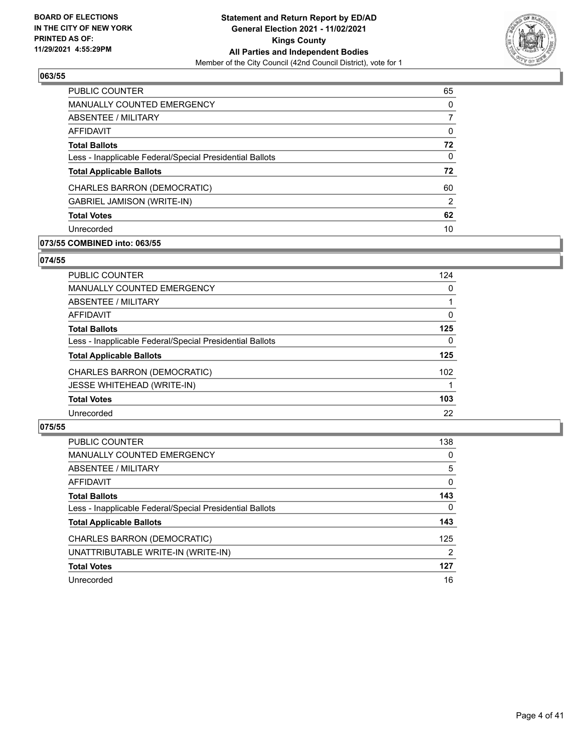**BOARD OF ELECTIONS IN THE CITY OF NEW YORK PRINTED AS OF: 11/29/2021 4:55:29PM**

**Statement and Return Report by ED/AD General Election 2021 - 11/02/2021 Kings County All Parties and Independent Bodies**
Member of the City Council (42nd Council District), vote for 1

## 063/55

| | |
|---|---|
| PUBLIC COUNTER | 65 |
| MANUALLY COUNTED EMERGENCY | 0 |
| ABSENTEE / MILITARY | 7 |
| AFFIDAVIT | 0 |
| **Total Ballots** | **72** |
| Less - Inapplicable Federal/Special Presidential Ballots | 0 |
| **Total Applicable Ballots** | **72** |
| CHARLES BARRON (DEMOCRATIC) | 60 |
| GABRIEL JAMISON (WRITE-IN) | 2 |
| **Total Votes** | **62** |
| Unrecorded | 10 |

## 073/55 COMBINED into: 063/55

## 074/55

| | |
|---|---|
| PUBLIC COUNTER | 124 |
| MANUALLY COUNTED EMERGENCY | 0 |
| ABSENTEE / MILITARY | 1 |
| AFFIDAVIT | 0 |
| **Total Ballots** | **125** |
| Less - Inapplicable Federal/Special Presidential Ballots | 0 |
| **Total Applicable Ballots** | **125** |
| CHARLES BARRON (DEMOCRATIC) | 102 |
| JESSE WHITEHEAD (WRITE-IN) | 1 |
| **Total Votes** | **103** |
| Unrecorded | 22 |

## 075/55

| | |
|---|---|
| PUBLIC COUNTER | 138 |
| MANUALLY COUNTED EMERGENCY | 0 |
| ABSENTEE / MILITARY | 5 |
| AFFIDAVIT | 0 |
| **Total Ballots** | **143** |
| Less - Inapplicable Federal/Special Presidential Ballots | 0 |
| **Total Applicable Ballots** | **143** |
| CHARLES BARRON (DEMOCRATIC) | 125 |
| UNATTRIBUTABLE WRITE-IN (WRITE-IN) | 2 |
| **Total Votes** | **127** |
| Unrecorded | 16 |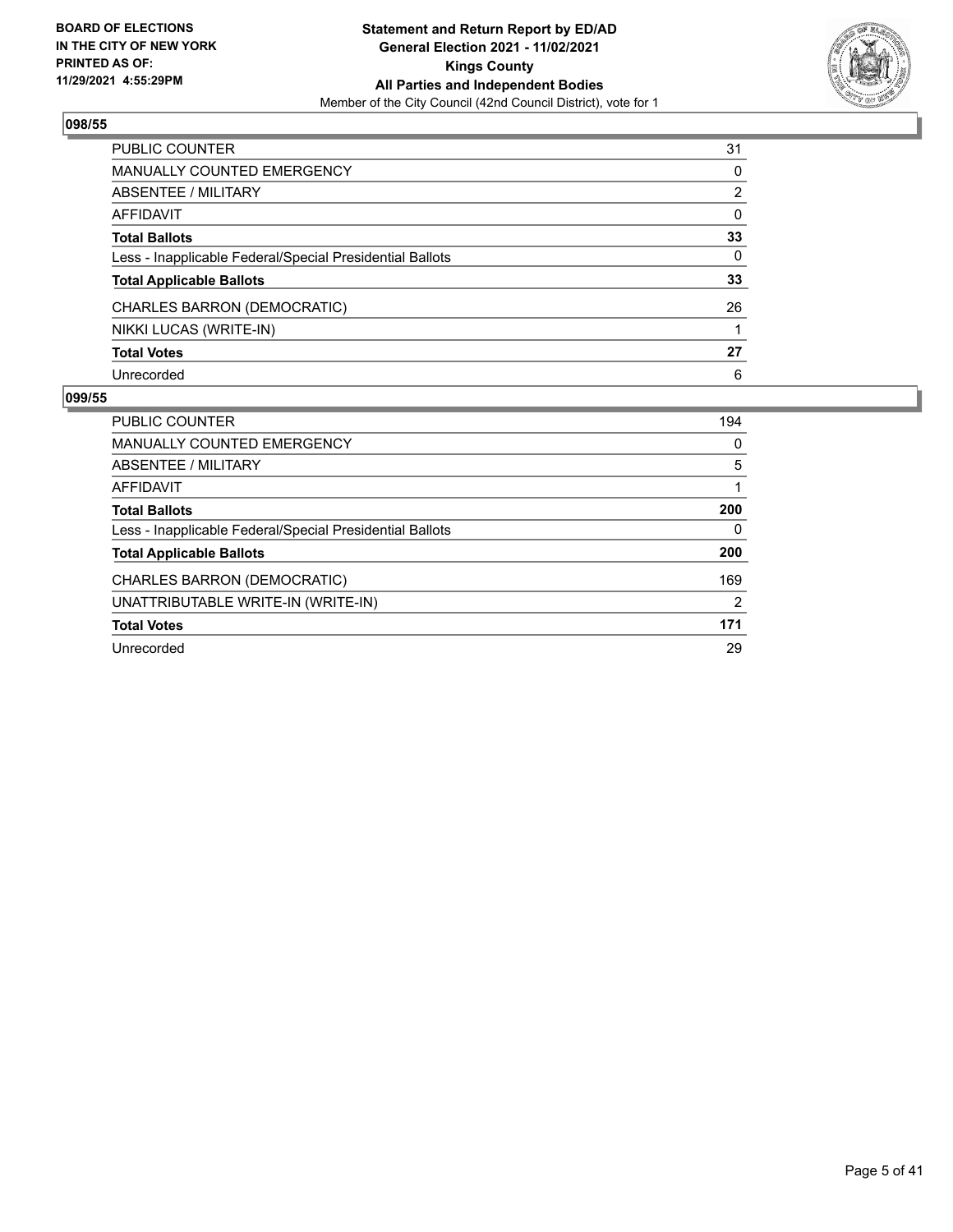**BOARD OF ELECTIONS IN THE CITY OF NEW YORK PRINTED AS OF: 11/29/2021 4:55:29PM**

**Statement and Return Report by ED/AD General Election 2021 - 11/02/2021 Kings County All Parties and Independent Bodies**

Member of the City Council (42nd Council District), vote for 1

## 098/55

| | |
|---|---|
| PUBLIC COUNTER | 31 |
| MANUALLY COUNTED EMERGENCY | 0 |
| ABSENTEE / MILITARY | 2 |
| AFFIDAVIT | 0 |
| **Total Ballots** | **33** |
| Less - Inapplicable Federal/Special Presidential Ballots | 0 |
| **Total Applicable Ballots** | **33** |
| CHARLES BARRON (DEMOCRATIC) | 26 |
| NIKKI LUCAS (WRITE-IN) | 1 |
| **Total Votes** | **27** |
| Unrecorded | 6 |

## 099/55

| | |
|---|---|
| PUBLIC COUNTER | 194 |
| MANUALLY COUNTED EMERGENCY | 0 |
| ABSENTEE / MILITARY | 5 |
| AFFIDAVIT | 1 |
| **Total Ballots** | **200** |
| Less - Inapplicable Federal/Special Presidential Ballots | 0 |
| **Total Applicable Ballots** | **200** |
| CHARLES BARRON (DEMOCRATIC) | 169 |
| UNATTRIBUTABLE WRITE-IN (WRITE-IN) | 2 |
| **Total Votes** | **171** |
| Unrecorded | 29 |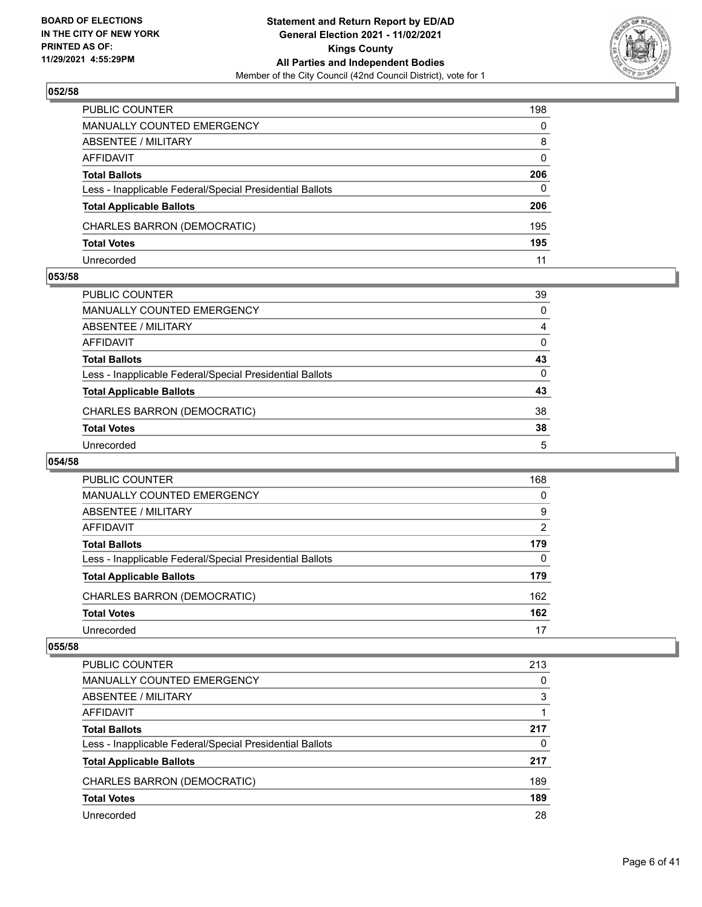### 052/58

| | |
|---|---|
| PUBLIC COUNTER | 198 |
| MANUALLY COUNTED EMERGENCY | 0 |
| ABSENTEE / MILITARY | 8 |
| AFFIDAVIT | 0 |
| **Total Ballots** | **206** |
| Less - Inapplicable Federal/Special Presidential Ballots | 0 |
| **Total Applicable Ballots** | **206** |
| CHARLES BARRON (DEMOCRATIC) | 195 |
| **Total Votes** | **195** |
| Unrecorded | 11 |

### 053/58

| | |
|---|---|
| PUBLIC COUNTER | 39 |
| MANUALLY COUNTED EMERGENCY | 0 |
| ABSENTEE / MILITARY | 4 |
| AFFIDAVIT | 0 |
| **Total Ballots** | **43** |
| Less - Inapplicable Federal/Special Presidential Ballots | 0 |
| **Total Applicable Ballots** | **43** |
| CHARLES BARRON (DEMOCRATIC) | 38 |
| **Total Votes** | **38** |
| Unrecorded | 5 |

### 054/58

| | |
|---|---|
| PUBLIC COUNTER | 168 |
| MANUALLY COUNTED EMERGENCY | 0 |
| ABSENTEE / MILITARY | 9 |
| AFFIDAVIT | 2 |
| **Total Ballots** | **179** |
| Less - Inapplicable Federal/Special Presidential Ballots | 0 |
| **Total Applicable Ballots** | **179** |
| CHARLES BARRON (DEMOCRATIC) | 162 |
| **Total Votes** | **162** |
| Unrecorded | 17 |

### 055/58

| | |
|---|---|
| PUBLIC COUNTER | 213 |
| MANUALLY COUNTED EMERGENCY | 0 |
| ABSENTEE / MILITARY | 3 |
| AFFIDAVIT | 1 |
| **Total Ballots** | **217** |
| Less - Inapplicable Federal/Special Presidential Ballots | 0 |
| **Total Applicable Ballots** | **217** |
| CHARLES BARRON (DEMOCRATIC) | 189 |
| **Total Votes** | **189** |
| Unrecorded | 28 |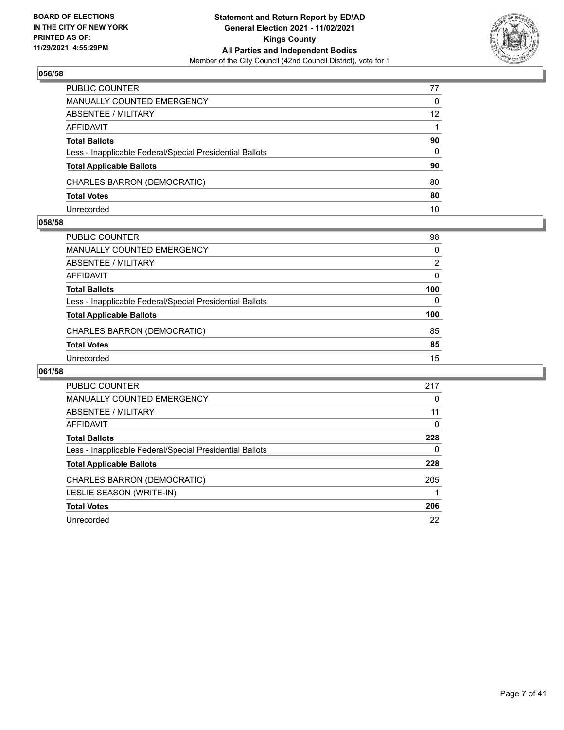## 056/58

| | |
|---|---|
| PUBLIC COUNTER | 77 |
| MANUALLY COUNTED EMERGENCY | 0 |
| ABSENTEE / MILITARY | 12 |
| AFFIDAVIT | 1 |
| **Total Ballots** | **90** |
| Less - Inapplicable Federal/Special Presidential Ballots | 0 |
| **Total Applicable Ballots** | **90** |
| CHARLES BARRON (DEMOCRATIC) | 80 |
| **Total Votes** | **80** |
| Unrecorded | 10 |

## 058/58

| | |
|---|---|
| PUBLIC COUNTER | 98 |
| MANUALLY COUNTED EMERGENCY | 0 |
| ABSENTEE / MILITARY | 2 |
| AFFIDAVIT | 0 |
| **Total Ballots** | **100** |
| Less - Inapplicable Federal/Special Presidential Ballots | 0 |
| **Total Applicable Ballots** | **100** |
| CHARLES BARRON (DEMOCRATIC) | 85 |
| **Total Votes** | **85** |
| Unrecorded | 15 |

## 061/58

| | |
|---|---|
| PUBLIC COUNTER | 217 |
| MANUALLY COUNTED EMERGENCY | 0 |
| ABSENTEE / MILITARY | 11 |
| AFFIDAVIT | 0 |
| **Total Ballots** | **228** |
| Less - Inapplicable Federal/Special Presidential Ballots | 0 |
| **Total Applicable Ballots** | **228** |
| CHARLES BARRON (DEMOCRATIC) | 205 |
| LESLIE SEASON (WRITE-IN) | 1 |
| **Total Votes** | **206** |
| Unrecorded | 22 |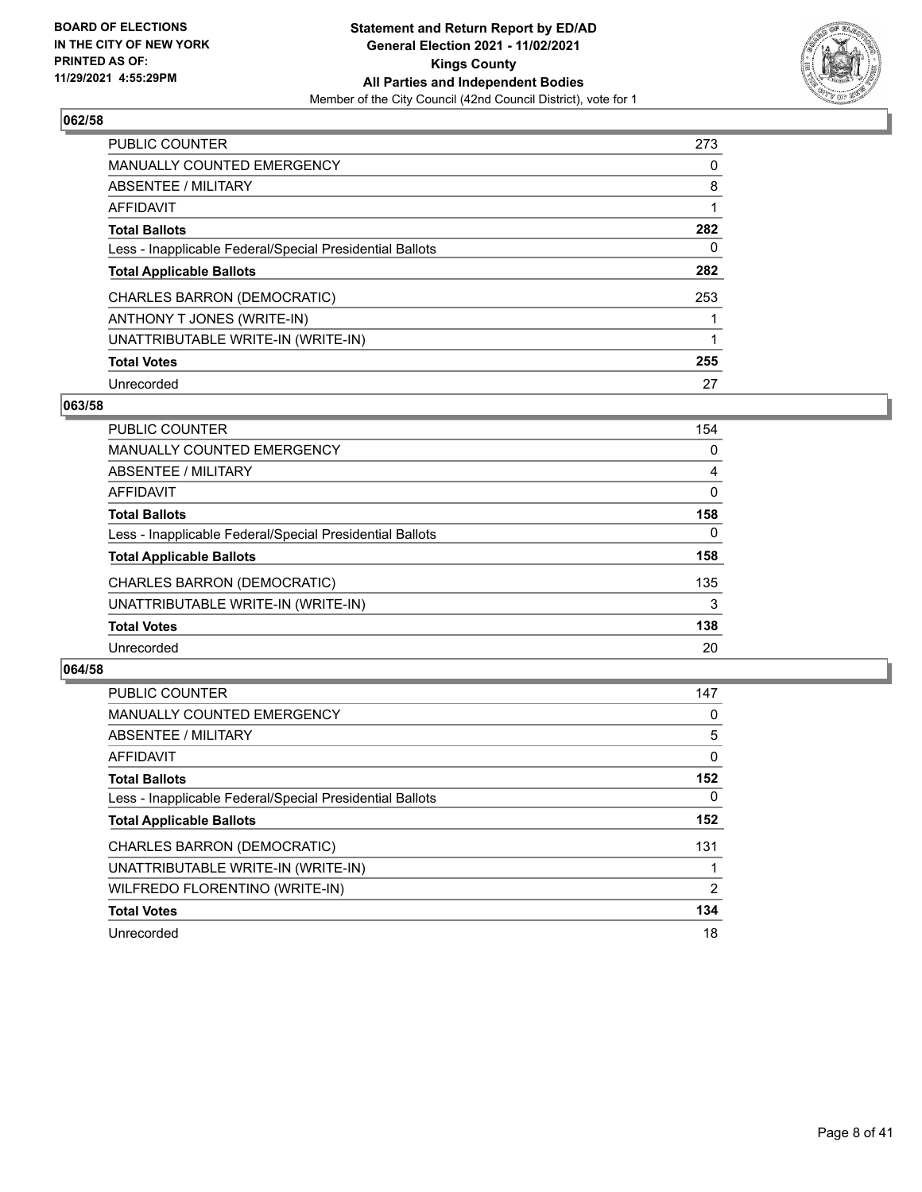**BOARD OF ELECTIONS IN THE CITY OF NEW YORK PRINTED AS OF: 11/29/2021 4:55:29PM**

**Statement and Return Report by ED/AD**
**General Election 2021 - 11/02/2021**
**Kings County**
**All Parties and Independent Bodies**
Member of the City Council (42nd Council District), vote for 1

### 062/58

| | |
|---|---|
| PUBLIC COUNTER | 273 |
| MANUALLY COUNTED EMERGENCY | 0 |
| ABSENTEE / MILITARY | 8 |
| AFFIDAVIT | 1 |
| **Total Ballots** | **282** |
| Less - Inapplicable Federal/Special Presidential Ballots | 0 |
| **Total Applicable Ballots** | **282** |
| CHARLES BARRON (DEMOCRATIC) | 253 |
| ANTHONY T JONES (WRITE-IN) | 1 |
| UNATTRIBUTABLE WRITE-IN (WRITE-IN) | 1 |
| **Total Votes** | **255** |
| Unrecorded | 27 |

### 063/58

| | |
|---|---|
| PUBLIC COUNTER | 154 |
| MANUALLY COUNTED EMERGENCY | 0 |
| ABSENTEE / MILITARY | 4 |
| AFFIDAVIT | 0 |
| **Total Ballots** | **158** |
| Less - Inapplicable Federal/Special Presidential Ballots | 0 |
| **Total Applicable Ballots** | **158** |
| CHARLES BARRON (DEMOCRATIC) | 135 |
| UNATTRIBUTABLE WRITE-IN (WRITE-IN) | 3 |
| **Total Votes** | **138** |
| Unrecorded | 20 |

### 064/58

| | |
|---|---|
| PUBLIC COUNTER | 147 |
| MANUALLY COUNTED EMERGENCY | 0 |
| ABSENTEE / MILITARY | 5 |
| AFFIDAVIT | 0 |
| **Total Ballots** | **152** |
| Less - Inapplicable Federal/Special Presidential Ballots | 0 |
| **Total Applicable Ballots** | **152** |
| CHARLES BARRON (DEMOCRATIC) | 131 |
| UNATTRIBUTABLE WRITE-IN (WRITE-IN) | 1 |
| WILFREDO FLORENTINO (WRITE-IN) | 2 |
| **Total Votes** | **134** |
| Unrecorded | 18 |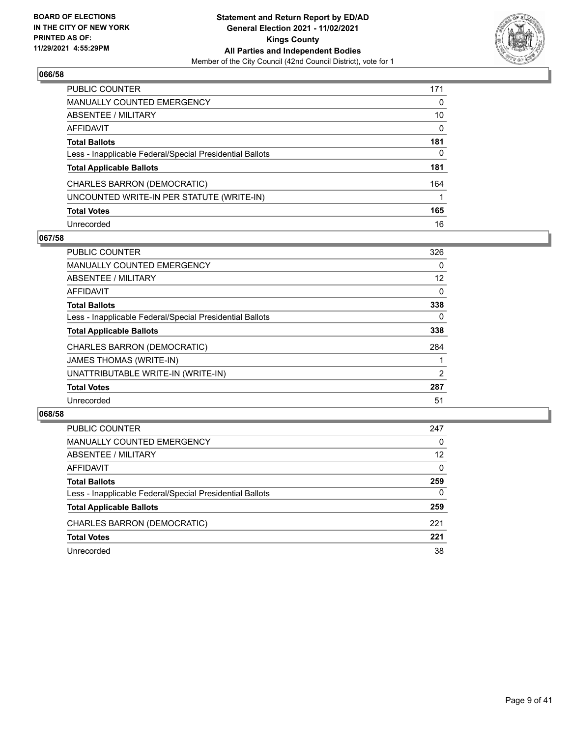## 066/58

| | |
|---|---|
| PUBLIC COUNTER | 171 |
| MANUALLY COUNTED EMERGENCY | 0 |
| ABSENTEE / MILITARY | 10 |
| AFFIDAVIT | 0 |
| **Total Ballots** | **181** |
| Less - Inapplicable Federal/Special Presidential Ballots | 0 |
| **Total Applicable Ballots** | **181** |
| CHARLES BARRON (DEMOCRATIC) | 164 |
| UNCOUNTED WRITE-IN PER STATUTE (WRITE-IN) | 1 |
| **Total Votes** | **165** |
| Unrecorded | 16 |

## 067/58

| | |
|---|---|
| PUBLIC COUNTER | 326 |
| MANUALLY COUNTED EMERGENCY | 0 |
| ABSENTEE / MILITARY | 12 |
| AFFIDAVIT | 0 |
| **Total Ballots** | **338** |
| Less - Inapplicable Federal/Special Presidential Ballots | 0 |
| **Total Applicable Ballots** | **338** |
| CHARLES BARRON (DEMOCRATIC) | 284 |
| JAMES THOMAS (WRITE-IN) | 1 |
| UNATTRIBUTABLE WRITE-IN (WRITE-IN) | 2 |
| **Total Votes** | **287** |
| Unrecorded | 51 |

## 068/58

| | |
|---|---|
| PUBLIC COUNTER | 247 |
| MANUALLY COUNTED EMERGENCY | 0 |
| ABSENTEE / MILITARY | 12 |
| AFFIDAVIT | 0 |
| **Total Ballots** | **259** |
| Less - Inapplicable Federal/Special Presidential Ballots | 0 |
| **Total Applicable Ballots** | **259** |
| CHARLES BARRON (DEMOCRATIC) | 221 |
| **Total Votes** | **221** |
| Unrecorded | 38 |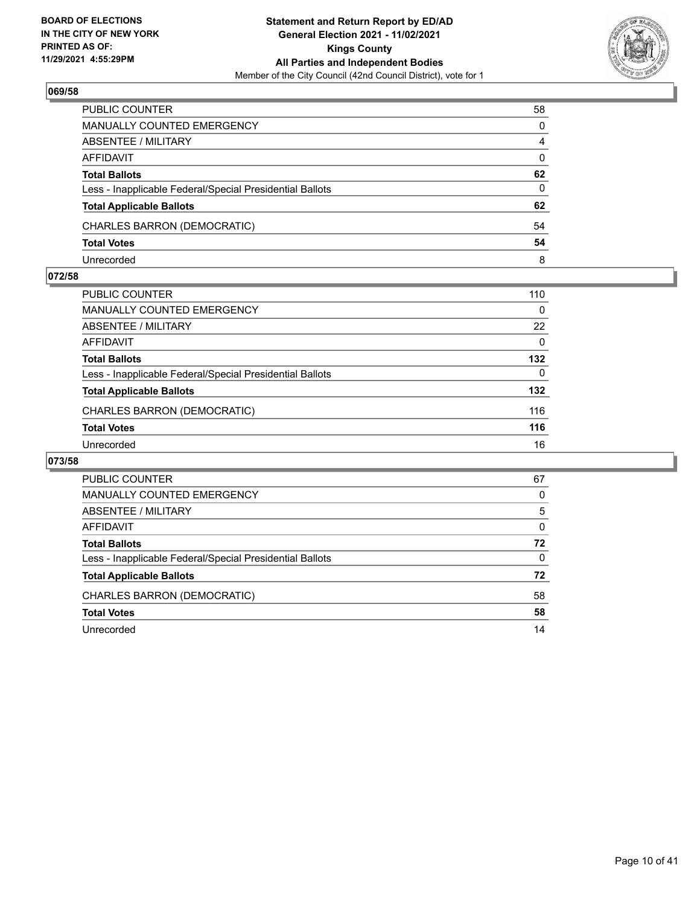## 069/58

| | |
|---|---|
| PUBLIC COUNTER | 58 |
| MANUALLY COUNTED EMERGENCY | 0 |
| ABSENTEE / MILITARY | 4 |
| AFFIDAVIT | 0 |
| **Total Ballots** | **62** |
| Less - Inapplicable Federal/Special Presidential Ballots | 0 |
| **Total Applicable Ballots** | **62** |
| CHARLES BARRON (DEMOCRATIC) | 54 |
| **Total Votes** | **54** |
| Unrecorded | 8 |

## 072/58

| | |
|---|---|
| PUBLIC COUNTER | 110 |
| MANUALLY COUNTED EMERGENCY | 0 |
| ABSENTEE / MILITARY | 22 |
| AFFIDAVIT | 0 |
| **Total Ballots** | **132** |
| Less - Inapplicable Federal/Special Presidential Ballots | 0 |
| **Total Applicable Ballots** | **132** |
| CHARLES BARRON (DEMOCRATIC) | 116 |
| **Total Votes** | **116** |
| Unrecorded | 16 |

## 073/58

| | |
|---|---|
| PUBLIC COUNTER | 67 |
| MANUALLY COUNTED EMERGENCY | 0 |
| ABSENTEE / MILITARY | 5 |
| AFFIDAVIT | 0 |
| **Total Ballots** | **72** |
| Less - Inapplicable Federal/Special Presidential Ballots | 0 |
| **Total Applicable Ballots** | **72** |
| CHARLES BARRON (DEMOCRATIC) | 58 |
| **Total Votes** | **58** |
| Unrecorded | 14 |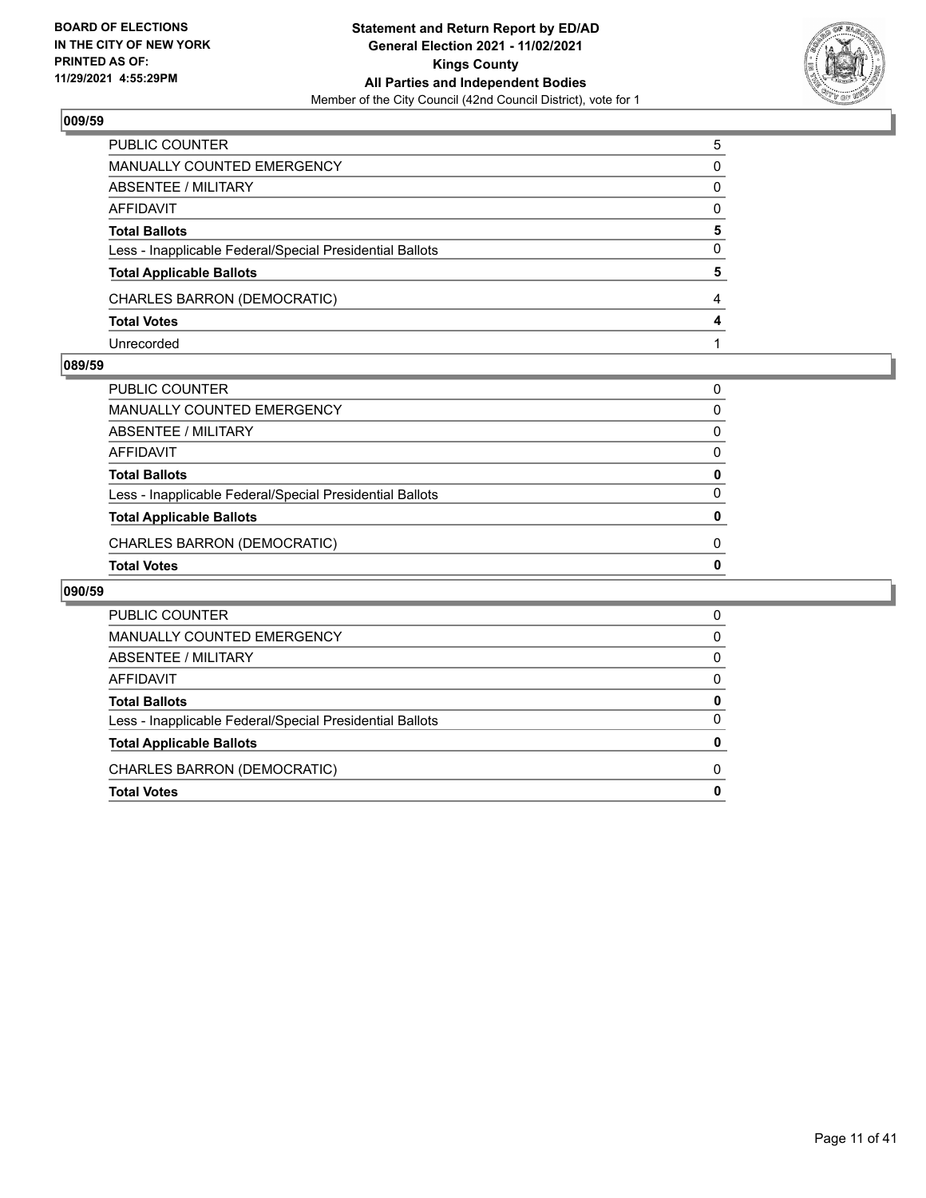## 009/59

| | |
|---|---|
| PUBLIC COUNTER | 5 |
| MANUALLY COUNTED EMERGENCY | 0 |
| ABSENTEE / MILITARY | 0 |
| AFFIDAVIT | 0 |
| **Total Ballots** | **5** |
| Less - Inapplicable Federal/Special Presidential Ballots | 0 |
| **Total Applicable Ballots** | **5** |
| CHARLES BARRON (DEMOCRATIC) | 4 |
| **Total Votes** | **4** |
| Unrecorded | 1 |

## 089/59

| | |
|---|---|
| PUBLIC COUNTER | 0 |
| MANUALLY COUNTED EMERGENCY | 0 |
| ABSENTEE / MILITARY | 0 |
| AFFIDAVIT | 0 |
| **Total Ballots** | **0** |
| Less - Inapplicable Federal/Special Presidential Ballots | 0 |
| **Total Applicable Ballots** | **0** |
| CHARLES BARRON (DEMOCRATIC) | 0 |
| **Total Votes** | **0** |

## 090/59

| | |
|---|---|
| PUBLIC COUNTER | 0 |
| MANUALLY COUNTED EMERGENCY | 0 |
| ABSENTEE / MILITARY | 0 |
| AFFIDAVIT | 0 |
| **Total Ballots** | **0** |
| Less - Inapplicable Federal/Special Presidential Ballots | 0 |
| **Total Applicable Ballots** | **0** |
| CHARLES BARRON (DEMOCRATIC) | 0 |
| **Total Votes** | **0** |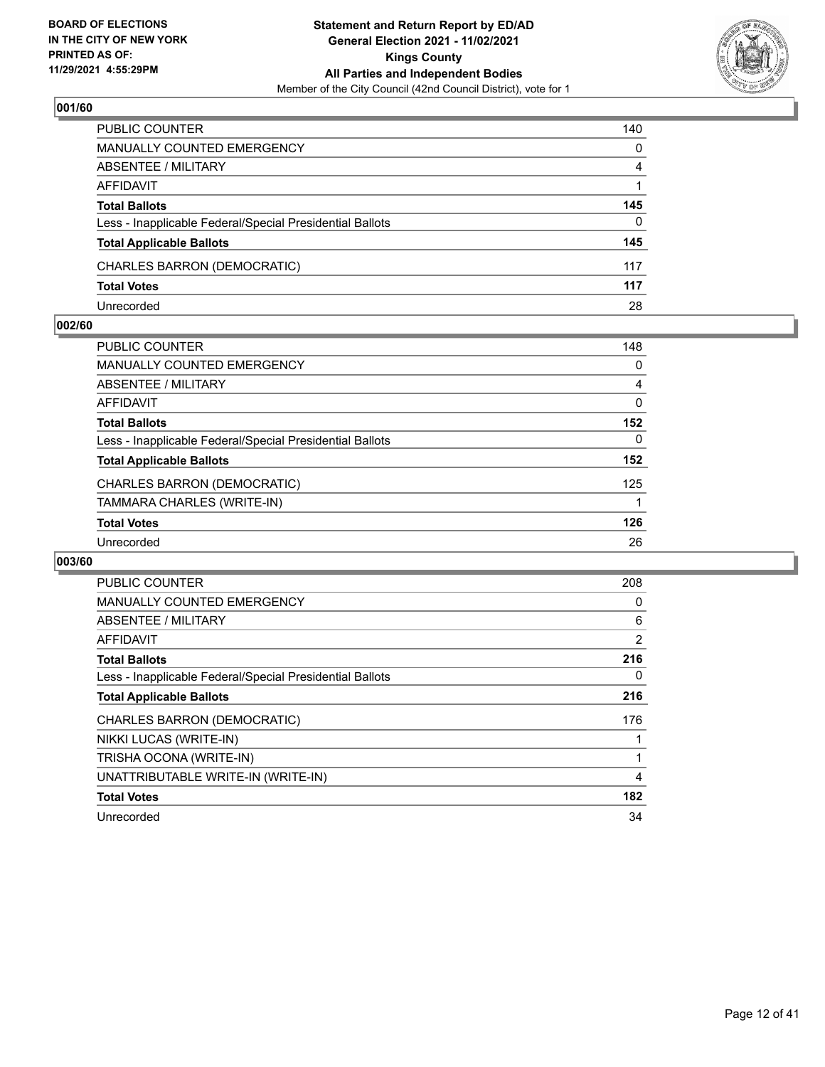BOARD OF ELECTIONS
IN THE CITY OF NEW YORK
PRINTED AS OF:
11/29/2021 4:55:29PM

**Statement and Return Report by ED/AD**
**General Election 2021 - 11/02/2021**
**Kings County**
**All Parties and Independent Bodies**
Member of the City Council (42nd Council District), vote for 1

### 001/60

| | |
|---|---|
| PUBLIC COUNTER | 140 |
| MANUALLY COUNTED EMERGENCY | 0 |
| ABSENTEE / MILITARY | 4 |
| AFFIDAVIT | 1 |
| **Total Ballots** | **145** |
| Less - Inapplicable Federal/Special Presidential Ballots | 0 |
| **Total Applicable Ballots** | **145** |
| CHARLES BARRON (DEMOCRATIC) | 117 |
| **Total Votes** | **117** |
| Unrecorded | 28 |

### 002/60

| | |
|---|---|
| PUBLIC COUNTER | 148 |
| MANUALLY COUNTED EMERGENCY | 0 |
| ABSENTEE / MILITARY | 4 |
| AFFIDAVIT | 0 |
| **Total Ballots** | **152** |
| Less - Inapplicable Federal/Special Presidential Ballots | 0 |
| **Total Applicable Ballots** | **152** |
| CHARLES BARRON (DEMOCRATIC) | 125 |
| TAMMARA CHARLES (WRITE-IN) | 1 |
| **Total Votes** | **126** |
| Unrecorded | 26 |

### 003/60

| | |
|---|---|
| PUBLIC COUNTER | 208 |
| MANUALLY COUNTED EMERGENCY | 0 |
| ABSENTEE / MILITARY | 6 |
| AFFIDAVIT | 2 |
| **Total Ballots** | **216** |
| Less - Inapplicable Federal/Special Presidential Ballots | 0 |
| **Total Applicable Ballots** | **216** |
| CHARLES BARRON (DEMOCRATIC) | 176 |
| NIKKI LUCAS (WRITE-IN) | 1 |
| TRISHA OCONA (WRITE-IN) | 1 |
| UNATTRIBUTABLE WRITE-IN (WRITE-IN) | 4 |
| **Total Votes** | **182** |
| Unrecorded | 34 |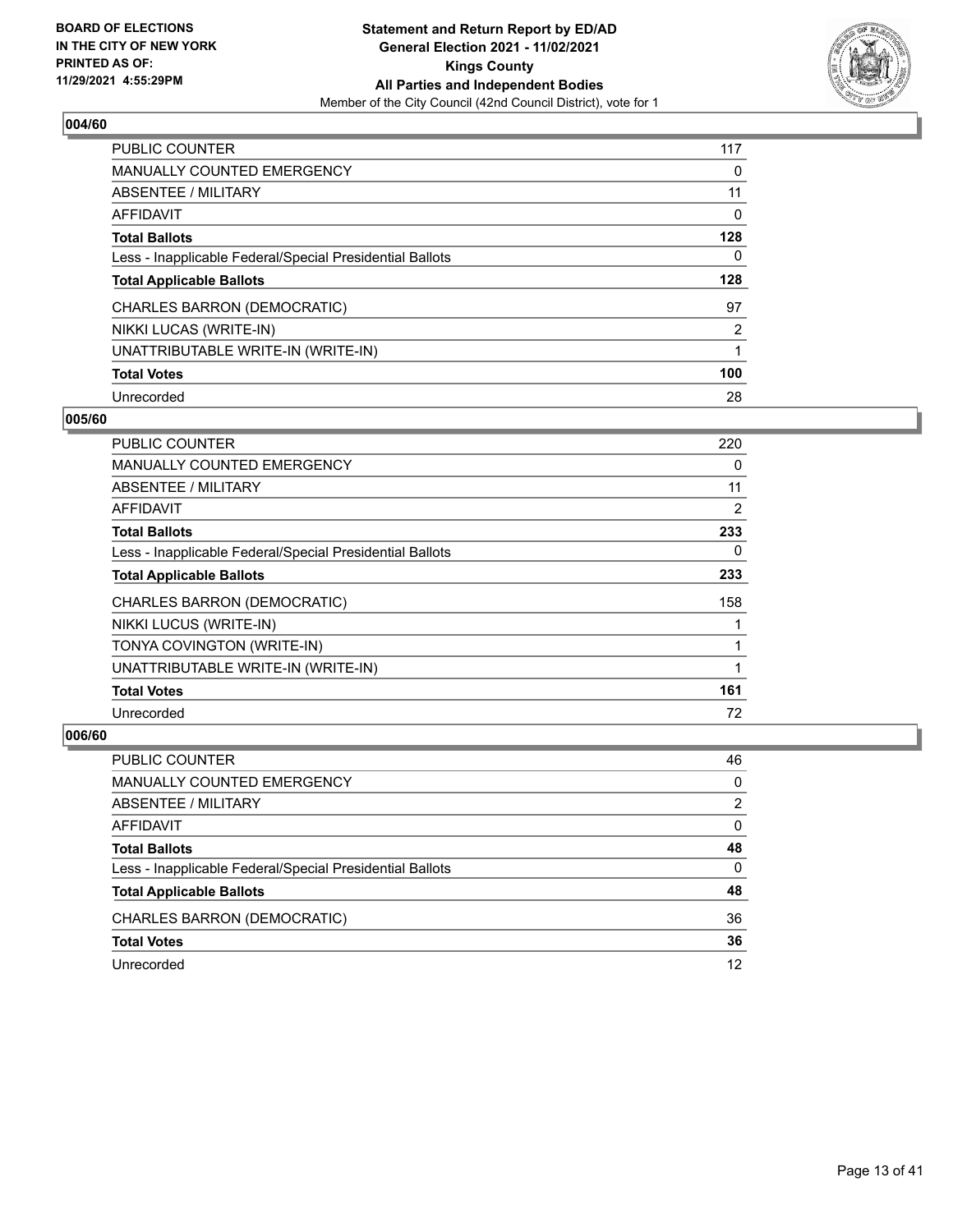**Statement and Return Report by ED/AD**
**General Election 2021 - 11/02/2021**
**Kings County**
**All Parties and Independent Bodies**
Member of the City Council (42nd Council District), vote for 1

BOARD OF ELECTIONS IN THE CITY OF NEW YORK PRINTED AS OF: 11/29/2021 4:55:29PM

## 004/60

| | |
|---|---|
| PUBLIC COUNTER | 117 |
| MANUALLY COUNTED EMERGENCY | 0 |
| ABSENTEE / MILITARY | 11 |
| AFFIDAVIT | 0 |
| **Total Ballots** | **128** |
| Less - Inapplicable Federal/Special Presidential Ballots | 0 |
| **Total Applicable Ballots** | **128** |
| CHARLES BARRON (DEMOCRATIC) | 97 |
| NIKKI LUCAS (WRITE-IN) | 2 |
| UNATTRIBUTABLE WRITE-IN (WRITE-IN) | 1 |
| **Total Votes** | **100** |
| Unrecorded | 28 |

## 005/60

| | |
|---|---|
| PUBLIC COUNTER | 220 |
| MANUALLY COUNTED EMERGENCY | 0 |
| ABSENTEE / MILITARY | 11 |
| AFFIDAVIT | 2 |
| **Total Ballots** | **233** |
| Less - Inapplicable Federal/Special Presidential Ballots | 0 |
| **Total Applicable Ballots** | **233** |
| CHARLES BARRON (DEMOCRATIC) | 158 |
| NIKKI LUCUS (WRITE-IN) | 1 |
| TONYA COVINGTON (WRITE-IN) | 1 |
| UNATTRIBUTABLE WRITE-IN (WRITE-IN) | 1 |
| **Total Votes** | **161** |
| Unrecorded | 72 |

## 006/60

| | |
|---|---|
| PUBLIC COUNTER | 46 |
| MANUALLY COUNTED EMERGENCY | 0 |
| ABSENTEE / MILITARY | 2 |
| AFFIDAVIT | 0 |
| **Total Ballots** | **48** |
| Less - Inapplicable Federal/Special Presidential Ballots | 0 |
| **Total Applicable Ballots** | **48** |
| CHARLES BARRON (DEMOCRATIC) | 36 |
| **Total Votes** | **36** |
| Unrecorded | 12 |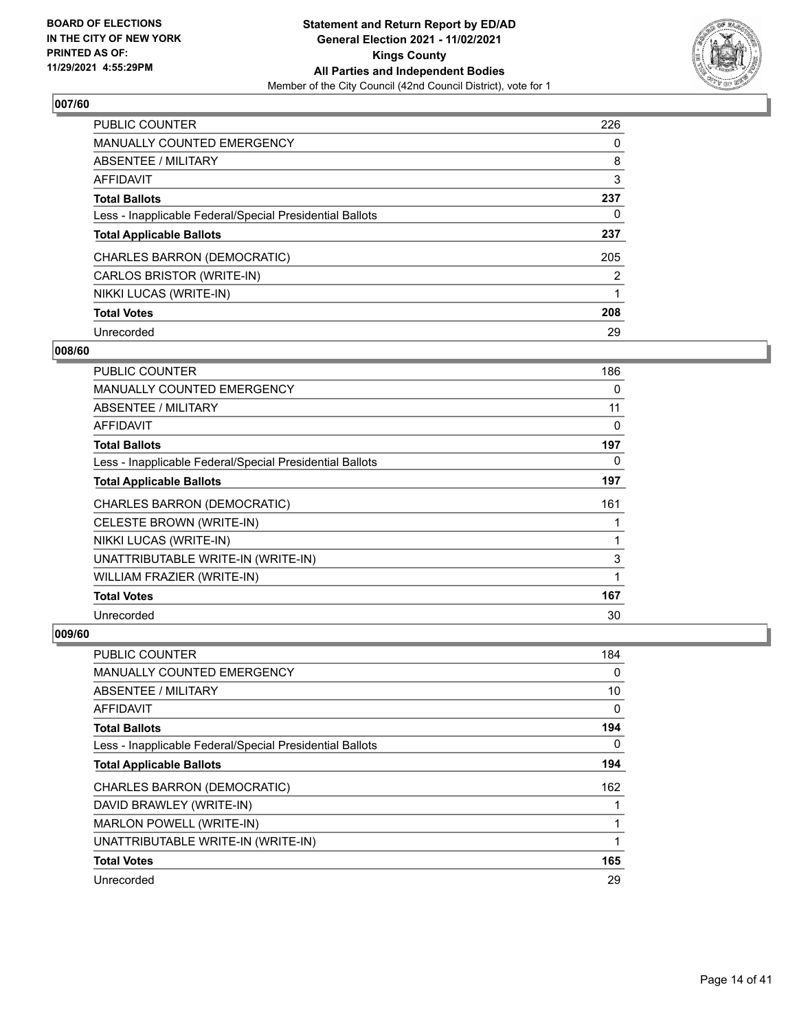**BOARD OF ELECTIONS IN THE CITY OF NEW YORK PRINTED AS OF: 11/29/2021 4:55:29PM**

**Statement and Return Report by ED/AD General Election 2021 - 11/02/2021 Kings County All Parties and Independent Bodies**

Member of the City Council (42nd Council District), vote for 1

## 007/60

| | |
|---|---|
| PUBLIC COUNTER | 226 |
| MANUALLY COUNTED EMERGENCY | 0 |
| ABSENTEE / MILITARY | 8 |
| AFFIDAVIT | 3 |
| **Total Ballots** | **237** |
| Less - Inapplicable Federal/Special Presidential Ballots | 0 |
| **Total Applicable Ballots** | **237** |
| CHARLES BARRON (DEMOCRATIC) | 205 |
| CARLOS BRISTOR (WRITE-IN) | 2 |
| NIKKI LUCAS (WRITE-IN) | 1 |
| **Total Votes** | **208** |
| Unrecorded | 29 |

## 008/60

| | |
|---|---|
| PUBLIC COUNTER | 186 |
| MANUALLY COUNTED EMERGENCY | 0 |
| ABSENTEE / MILITARY | 11 |
| AFFIDAVIT | 0 |
| **Total Ballots** | **197** |
| Less - Inapplicable Federal/Special Presidential Ballots | 0 |
| **Total Applicable Ballots** | **197** |
| CHARLES BARRON (DEMOCRATIC) | 161 |
| CELESTE BROWN (WRITE-IN) | 1 |
| NIKKI LUCAS (WRITE-IN) | 1 |
| UNATTRIBUTABLE WRITE-IN (WRITE-IN) | 3 |
| WILLIAM FRAZIER (WRITE-IN) | 1 |
| **Total Votes** | **167** |
| Unrecorded | 30 |

## 009/60

| | |
|---|---|
| PUBLIC COUNTER | 184 |
| MANUALLY COUNTED EMERGENCY | 0 |
| ABSENTEE / MILITARY | 10 |
| AFFIDAVIT | 0 |
| **Total Ballots** | **194** |
| Less - Inapplicable Federal/Special Presidential Ballots | 0 |
| **Total Applicable Ballots** | **194** |
| CHARLES BARRON (DEMOCRATIC) | 162 |
| DAVID BRAWLEY (WRITE-IN) | 1 |
| MARLON POWELL (WRITE-IN) | 1 |
| UNATTRIBUTABLE WRITE-IN (WRITE-IN) | 1 |
| **Total Votes** | **165** |
| Unrecorded | 29 |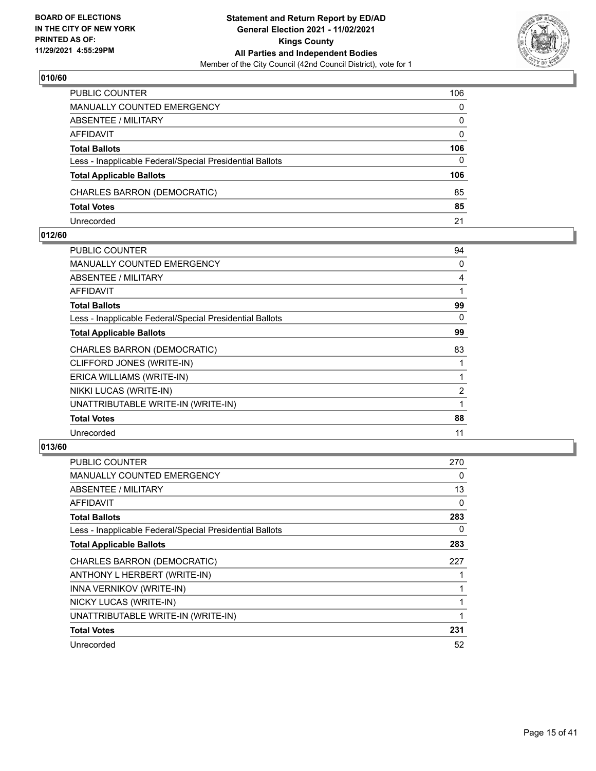**BOARD OF ELECTIONS IN THE CITY OF NEW YORK PRINTED AS OF: 11/29/2021 4:55:29PM**

**Statement and Return Report by ED/AD General Election 2021 - 11/02/2021 Kings County All Parties and Independent Bodies**

Member of the City Council (42nd Council District), vote for 1

## 010/60

| | |
|---|---|
| PUBLIC COUNTER | 106 |
| MANUALLY COUNTED EMERGENCY | 0 |
| ABSENTEE / MILITARY | 0 |
| AFFIDAVIT | 0 |
| **Total Ballots** | **106** |
| Less - Inapplicable Federal/Special Presidential Ballots | 0 |
| **Total Applicable Ballots** | **106** |
| CHARLES BARRON (DEMOCRATIC) | 85 |
| **Total Votes** | **85** |
| Unrecorded | 21 |

## 012/60

| | |
|---|---|
| PUBLIC COUNTER | 94 |
| MANUALLY COUNTED EMERGENCY | 0 |
| ABSENTEE / MILITARY | 4 |
| AFFIDAVIT | 1 |
| **Total Ballots** | **99** |
| Less - Inapplicable Federal/Special Presidential Ballots | 0 |
| **Total Applicable Ballots** | **99** |
| CHARLES BARRON (DEMOCRATIC) | 83 |
| CLIFFORD JONES (WRITE-IN) | 1 |
| ERICA WILLIAMS (WRITE-IN) | 1 |
| NIKKI LUCAS (WRITE-IN) | 2 |
| UNATTRIBUTABLE WRITE-IN (WRITE-IN) | 1 |
| **Total Votes** | **88** |
| Unrecorded | 11 |

## 013/60

| | |
|---|---|
| PUBLIC COUNTER | 270 |
| MANUALLY COUNTED EMERGENCY | 0 |
| ABSENTEE / MILITARY | 13 |
| AFFIDAVIT | 0 |
| **Total Ballots** | **283** |
| Less - Inapplicable Federal/Special Presidential Ballots | 0 |
| **Total Applicable Ballots** | **283** |
| CHARLES BARRON (DEMOCRATIC) | 227 |
| ANTHONY L HERBERT (WRITE-IN) | 1 |
| INNA VERNIKOV (WRITE-IN) | 1 |
| NICKY LUCAS (WRITE-IN) | 1 |
| UNATTRIBUTABLE WRITE-IN (WRITE-IN) | 1 |
| **Total Votes** | **231** |
| Unrecorded | 52 |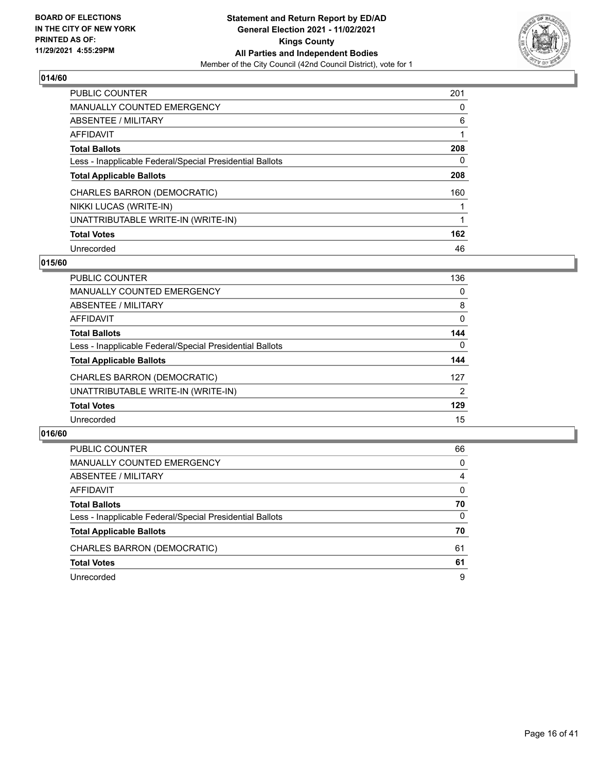## 014/60

| | |
|---|---|
| PUBLIC COUNTER | 201 |
| MANUALLY COUNTED EMERGENCY | 0 |
| ABSENTEE / MILITARY | 6 |
| AFFIDAVIT | 1 |
| **Total Ballots** | **208** |
| Less - Inapplicable Federal/Special Presidential Ballots | 0 |
| **Total Applicable Ballots** | **208** |
| CHARLES BARRON (DEMOCRATIC) | 160 |
| NIKKI LUCAS (WRITE-IN) | 1 |
| UNATTRIBUTABLE WRITE-IN (WRITE-IN) | 1 |
| **Total Votes** | **162** |
| Unrecorded | 46 |

## 015/60

| | |
|---|---|
| PUBLIC COUNTER | 136 |
| MANUALLY COUNTED EMERGENCY | 0 |
| ABSENTEE / MILITARY | 8 |
| AFFIDAVIT | 0 |
| **Total Ballots** | **144** |
| Less - Inapplicable Federal/Special Presidential Ballots | 0 |
| **Total Applicable Ballots** | **144** |
| CHARLES BARRON (DEMOCRATIC) | 127 |
| UNATTRIBUTABLE WRITE-IN (WRITE-IN) | 2 |
| **Total Votes** | **129** |
| Unrecorded | 15 |

## 016/60

| | |
|---|---|
| PUBLIC COUNTER | 66 |
| MANUALLY COUNTED EMERGENCY | 0 |
| ABSENTEE / MILITARY | 4 |
| AFFIDAVIT | 0 |
| **Total Ballots** | **70** |
| Less - Inapplicable Federal/Special Presidential Ballots | 0 |
| **Total Applicable Ballots** | **70** |
| CHARLES BARRON (DEMOCRATIC) | 61 |
| **Total Votes** | **61** |
| Unrecorded | 9 |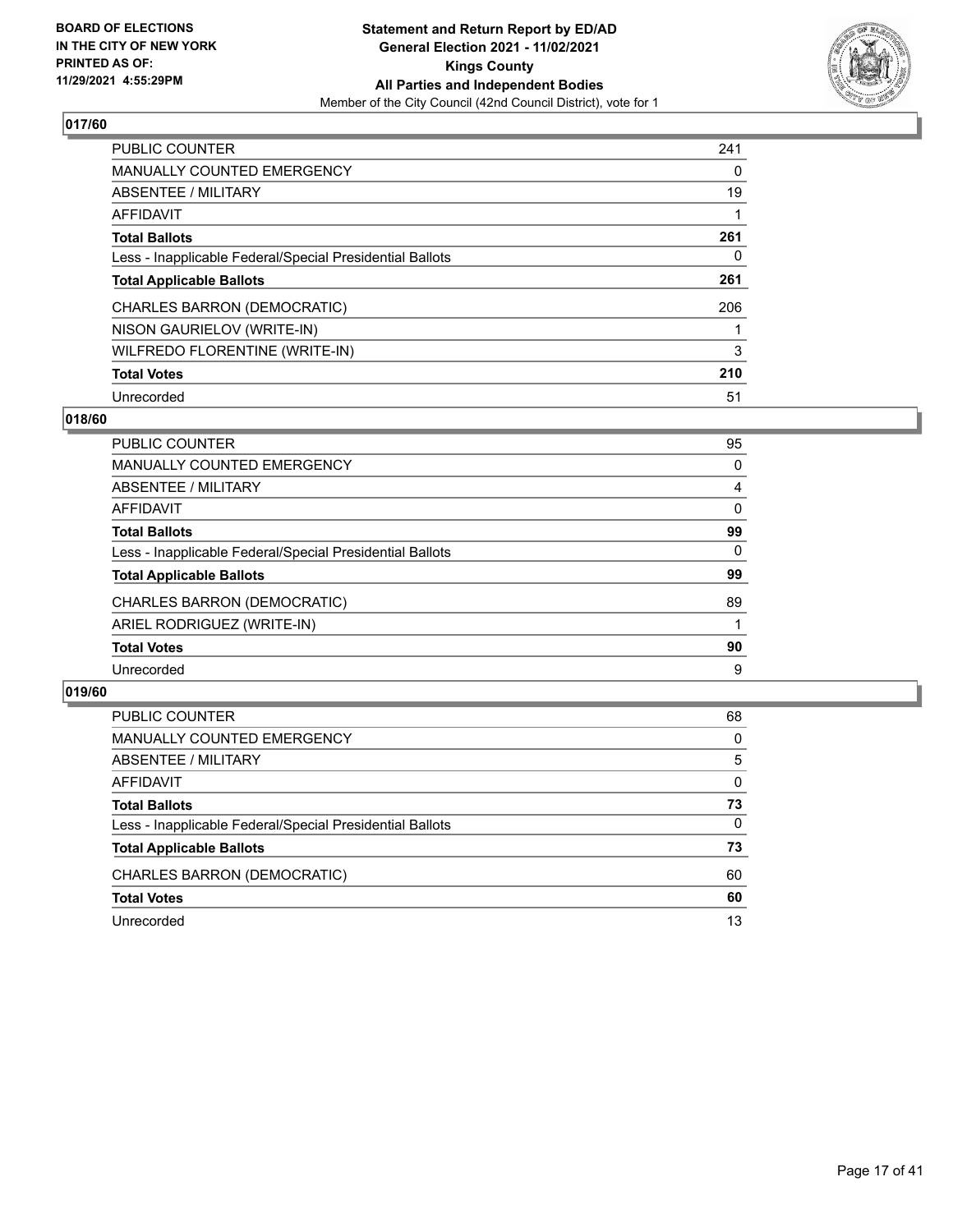### 017/60

| | |
|---|---|
| PUBLIC COUNTER | 241 |
| MANUALLY COUNTED EMERGENCY | 0 |
| ABSENTEE / MILITARY | 19 |
| AFFIDAVIT | 1 |
| **Total Ballots** | **261** |
| Less - Inapplicable Federal/Special Presidential Ballots | 0 |
| **Total Applicable Ballots** | **261** |
| CHARLES BARRON (DEMOCRATIC) | 206 |
| NISON GAURIELOV (WRITE-IN) | 1 |
| WILFREDO FLORENTINE (WRITE-IN) | 3 |
| **Total Votes** | **210** |
| Unrecorded | 51 |

### 018/60

| | |
|---|---|
| PUBLIC COUNTER | 95 |
| MANUALLY COUNTED EMERGENCY | 0 |
| ABSENTEE / MILITARY | 4 |
| AFFIDAVIT | 0 |
| **Total Ballots** | **99** |
| Less - Inapplicable Federal/Special Presidential Ballots | 0 |
| **Total Applicable Ballots** | **99** |
| CHARLES BARRON (DEMOCRATIC) | 89 |
| ARIEL RODRIGUEZ (WRITE-IN) | 1 |
| **Total Votes** | **90** |
| Unrecorded | 9 |

### 019/60

| | |
|---|---|
| PUBLIC COUNTER | 68 |
| MANUALLY COUNTED EMERGENCY | 0 |
| ABSENTEE / MILITARY | 5 |
| AFFIDAVIT | 0 |
| **Total Ballots** | **73** |
| Less - Inapplicable Federal/Special Presidential Ballots | 0 |
| **Total Applicable Ballots** | **73** |
| CHARLES BARRON (DEMOCRATIC) | 60 |
| **Total Votes** | **60** |
| Unrecorded | 13 |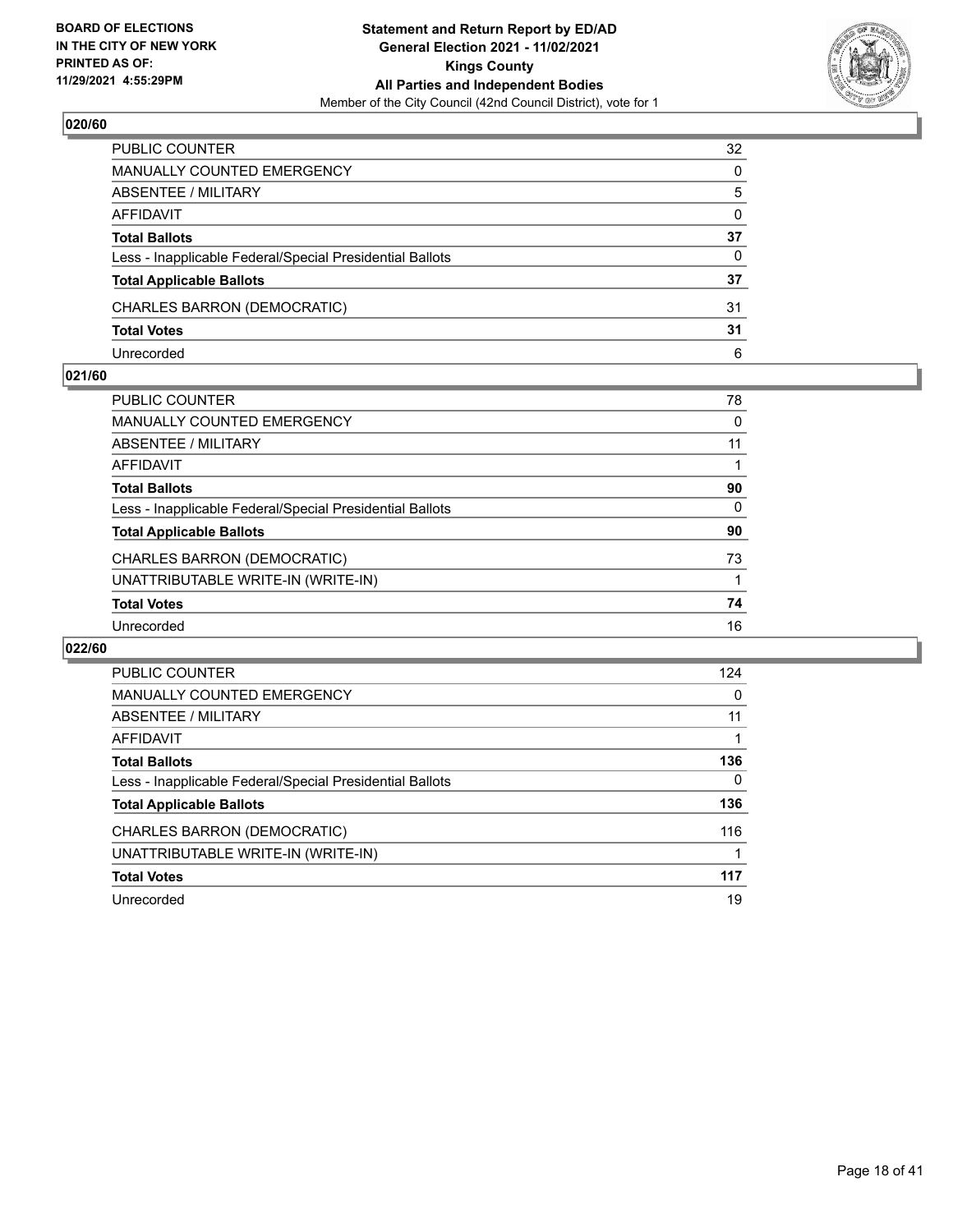## 020/60

| | |
|---|---|
| PUBLIC COUNTER | 32 |
| MANUALLY COUNTED EMERGENCY | 0 |
| ABSENTEE / MILITARY | 5 |
| AFFIDAVIT | 0 |
| **Total Ballots** | **37** |
| Less - Inapplicable Federal/Special Presidential Ballots | 0 |
| **Total Applicable Ballots** | **37** |
| CHARLES BARRON (DEMOCRATIC) | 31 |
| **Total Votes** | **31** |
| Unrecorded | 6 |

## 021/60

| | |
|---|---|
| PUBLIC COUNTER | 78 |
| MANUALLY COUNTED EMERGENCY | 0 |
| ABSENTEE / MILITARY | 11 |
| AFFIDAVIT | 1 |
| **Total Ballots** | **90** |
| Less - Inapplicable Federal/Special Presidential Ballots | 0 |
| **Total Applicable Ballots** | **90** |
| CHARLES BARRON (DEMOCRATIC) | 73 |
| UNATTRIBUTABLE WRITE-IN (WRITE-IN) | 1 |
| **Total Votes** | **74** |
| Unrecorded | 16 |

## 022/60

| | |
|---|---|
| PUBLIC COUNTER | 124 |
| MANUALLY COUNTED EMERGENCY | 0 |
| ABSENTEE / MILITARY | 11 |
| AFFIDAVIT | 1 |
| **Total Ballots** | **136** |
| Less - Inapplicable Federal/Special Presidential Ballots | 0 |
| **Total Applicable Ballots** | **136** |
| CHARLES BARRON (DEMOCRATIC) | 116 |
| UNATTRIBUTABLE WRITE-IN (WRITE-IN) | 1 |
| **Total Votes** | **117** |
| Unrecorded | 19 |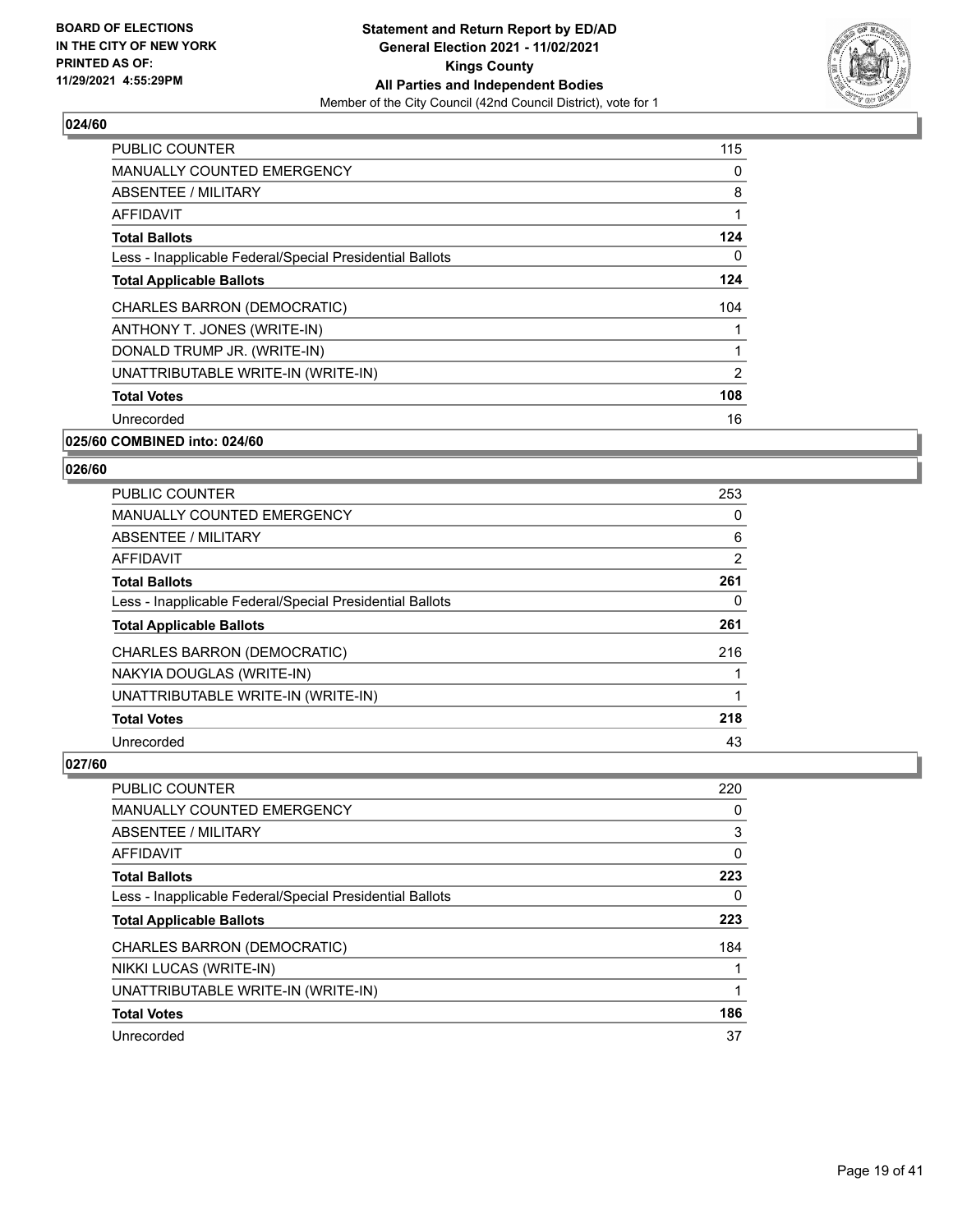**BOARD OF ELECTIONS IN THE CITY OF NEW YORK PRINTED AS OF: 11/29/2021 4:55:29PM**

**Statement and Return Report by ED/AD General Election 2021 - 11/02/2021 Kings County All Parties and Independent Bodies**
Member of the City Council (42nd Council District), vote for 1

## 024/60

| | |
|---|---|
| PUBLIC COUNTER | 115 |
| MANUALLY COUNTED EMERGENCY | 0 |
| ABSENTEE / MILITARY | 8 |
| AFFIDAVIT | 1 |
| **Total Ballots** | **124** |
| Less - Inapplicable Federal/Special Presidential Ballots | 0 |
| **Total Applicable Ballots** | **124** |
| CHARLES BARRON (DEMOCRATIC) | 104 |
| ANTHONY T. JONES (WRITE-IN) | 1 |
| DONALD TRUMP JR. (WRITE-IN) | 1 |
| UNATTRIBUTABLE WRITE-IN (WRITE-IN) | 2 |
| **Total Votes** | **108** |
| Unrecorded | 16 |

## 025/60 COMBINED into: 024/60

## 026/60

| | |
|---|---|
| PUBLIC COUNTER | 253 |
| MANUALLY COUNTED EMERGENCY | 0 |
| ABSENTEE / MILITARY | 6 |
| AFFIDAVIT | 2 |
| **Total Ballots** | **261** |
| Less - Inapplicable Federal/Special Presidential Ballots | 0 |
| **Total Applicable Ballots** | **261** |
| CHARLES BARRON (DEMOCRATIC) | 216 |
| NAKYIA DOUGLAS (WRITE-IN) | 1 |
| UNATTRIBUTABLE WRITE-IN (WRITE-IN) | 1 |
| **Total Votes** | **218** |
| Unrecorded | 43 |

## 027/60

| | |
|---|---|
| PUBLIC COUNTER | 220 |
| MANUALLY COUNTED EMERGENCY | 0 |
| ABSENTEE / MILITARY | 3 |
| AFFIDAVIT | 0 |
| **Total Ballots** | **223** |
| Less - Inapplicable Federal/Special Presidential Ballots | 0 |
| **Total Applicable Ballots** | **223** |
| CHARLES BARRON (DEMOCRATIC) | 184 |
| NIKKI LUCAS (WRITE-IN) | 1 |
| UNATTRIBUTABLE WRITE-IN (WRITE-IN) | 1 |
| **Total Votes** | **186** |
| Unrecorded | 37 |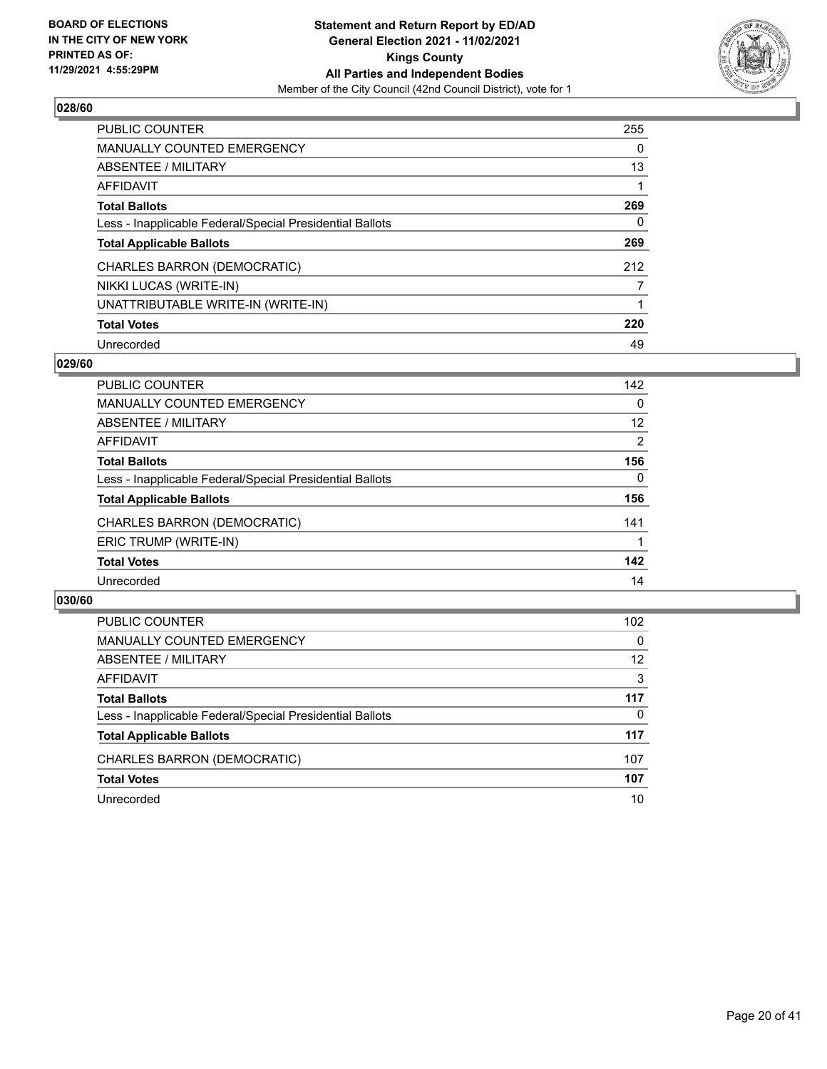**BOARD OF ELECTIONS IN THE CITY OF NEW YORK PRINTED AS OF: 11/29/2021 4:55:29PM**

**Statement and Return Report by ED/AD General Election 2021 - 11/02/2021 Kings County All Parties and Independent Bodies**

Member of the City Council (42nd Council District), vote for 1

## 028/60

| | |
|---|---|
| PUBLIC COUNTER | 255 |
| MANUALLY COUNTED EMERGENCY | 0 |
| ABSENTEE / MILITARY | 13 |
| AFFIDAVIT | 1 |
| **Total Ballots** | **269** |
| Less - Inapplicable Federal/Special Presidential Ballots | 0 |
| **Total Applicable Ballots** | **269** |
| CHARLES BARRON (DEMOCRATIC) | 212 |
| NIKKI LUCAS (WRITE-IN) | 7 |
| UNATTRIBUTABLE WRITE-IN (WRITE-IN) | 1 |
| **Total Votes** | **220** |
| Unrecorded | 49 |

## 029/60

| | |
|---|---|
| PUBLIC COUNTER | 142 |
| MANUALLY COUNTED EMERGENCY | 0 |
| ABSENTEE / MILITARY | 12 |
| AFFIDAVIT | 2 |
| **Total Ballots** | **156** |
| Less - Inapplicable Federal/Special Presidential Ballots | 0 |
| **Total Applicable Ballots** | **156** |
| CHARLES BARRON (DEMOCRATIC) | 141 |
| ERIC TRUMP (WRITE-IN) | 1 |
| **Total Votes** | **142** |
| Unrecorded | 14 |

## 030/60

| | |
|---|---|
| PUBLIC COUNTER | 102 |
| MANUALLY COUNTED EMERGENCY | 0 |
| ABSENTEE / MILITARY | 12 |
| AFFIDAVIT | 3 |
| **Total Ballots** | **117** |
| Less - Inapplicable Federal/Special Presidential Ballots | 0 |
| **Total Applicable Ballots** | **117** |
| CHARLES BARRON (DEMOCRATIC) | 107 |
| **Total Votes** | **107** |
| Unrecorded | 10 |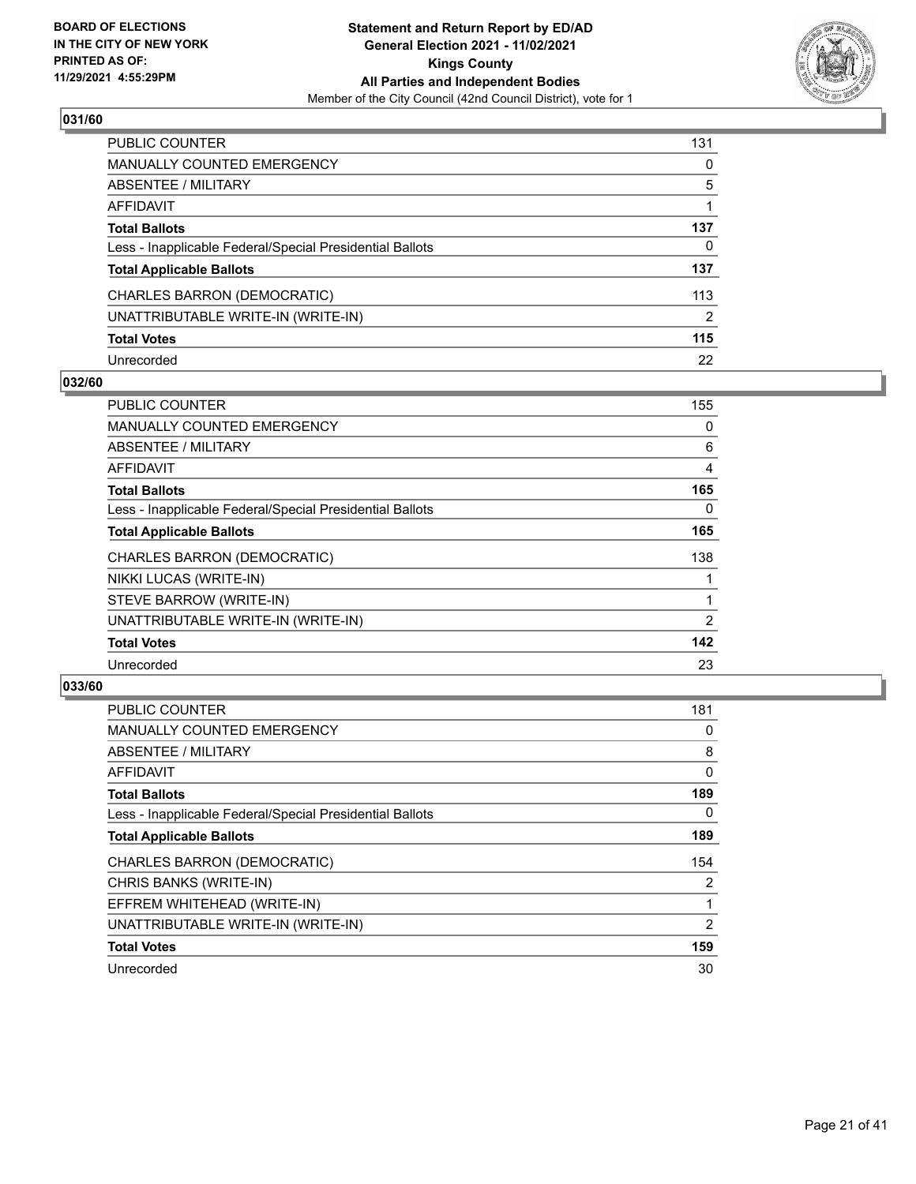**Statement and Return Report by ED/AD**
**General Election 2021 - 11/02/2021**
**Kings County**
**All Parties and Independent Bodies**
Member of the City Council (42nd Council District), vote for 1

BOARD OF ELECTIONS
IN THE CITY OF NEW YORK
PRINTED AS OF:
11/29/2021 4:55:29PM

## 031/60

| | |
|---|---|
| PUBLIC COUNTER | 131 |
| MANUALLY COUNTED EMERGENCY | 0 |
| ABSENTEE / MILITARY | 5 |
| AFFIDAVIT | 1 |
| **Total Ballots** | **137** |
| Less - Inapplicable Federal/Special Presidential Ballots | 0 |
| **Total Applicable Ballots** | **137** |
| CHARLES BARRON (DEMOCRATIC) | 113 |
| UNATTRIBUTABLE WRITE-IN (WRITE-IN) | 2 |
| **Total Votes** | **115** |
| Unrecorded | 22 |

## 032/60

| | |
|---|---|
| PUBLIC COUNTER | 155 |
| MANUALLY COUNTED EMERGENCY | 0 |
| ABSENTEE / MILITARY | 6 |
| AFFIDAVIT | 4 |
| **Total Ballots** | **165** |
| Less - Inapplicable Federal/Special Presidential Ballots | 0 |
| **Total Applicable Ballots** | **165** |
| CHARLES BARRON (DEMOCRATIC) | 138 |
| NIKKI LUCAS (WRITE-IN) | 1 |
| STEVE BARROW (WRITE-IN) | 1 |
| UNATTRIBUTABLE WRITE-IN (WRITE-IN) | 2 |
| **Total Votes** | **142** |
| Unrecorded | 23 |

## 033/60

| | |
|---|---|
| PUBLIC COUNTER | 181 |
| MANUALLY COUNTED EMERGENCY | 0 |
| ABSENTEE / MILITARY | 8 |
| AFFIDAVIT | 0 |
| **Total Ballots** | **189** |
| Less - Inapplicable Federal/Special Presidential Ballots | 0 |
| **Total Applicable Ballots** | **189** |
| CHARLES BARRON (DEMOCRATIC) | 154 |
| CHRIS BANKS (WRITE-IN) | 2 |
| EFFREM WHITEHEAD (WRITE-IN) | 1 |
| UNATTRIBUTABLE WRITE-IN (WRITE-IN) | 2 |
| **Total Votes** | **159** |
| Unrecorded | 30 |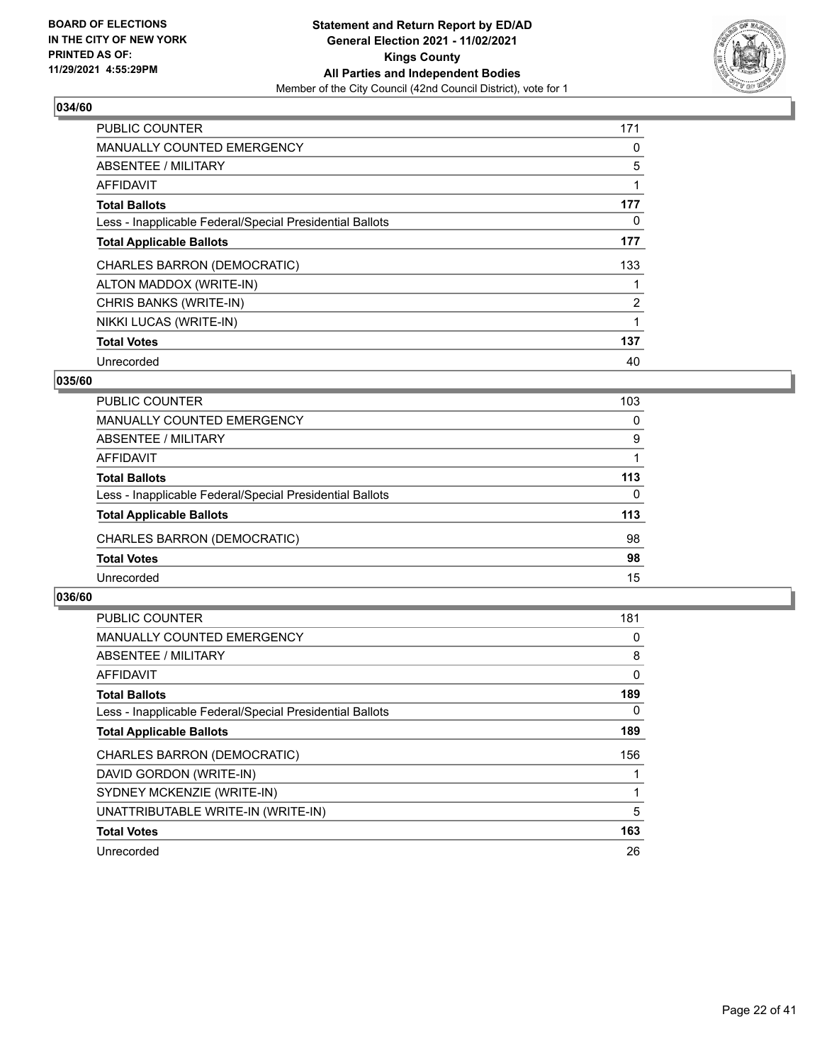**BOARD OF ELECTIONS IN THE CITY OF NEW YORK PRINTED AS OF: 11/29/2021 4:55:29PM**

**Statement and Return Report by ED/AD General Election 2021 - 11/02/2021 Kings County All Parties and Independent Bodies**
Member of the City Council (42nd Council District), vote for 1

### 034/60

| | |
|---|---|
| PUBLIC COUNTER | 171 |
| MANUALLY COUNTED EMERGENCY | 0 |
| ABSENTEE / MILITARY | 5 |
| AFFIDAVIT | 1 |
| **Total Ballots** | **177** |
| Less - Inapplicable Federal/Special Presidential Ballots | 0 |
| **Total Applicable Ballots** | **177** |
| CHARLES BARRON (DEMOCRATIC) | 133 |
| ALTON MADDOX (WRITE-IN) | 1 |
| CHRIS BANKS (WRITE-IN) | 2 |
| NIKKI LUCAS (WRITE-IN) | 1 |
| **Total Votes** | **137** |
| Unrecorded | 40 |

### 035/60

| | |
|---|---|
| PUBLIC COUNTER | 103 |
| MANUALLY COUNTED EMERGENCY | 0 |
| ABSENTEE / MILITARY | 9 |
| AFFIDAVIT | 1 |
| **Total Ballots** | **113** |
| Less - Inapplicable Federal/Special Presidential Ballots | 0 |
| **Total Applicable Ballots** | **113** |
| CHARLES BARRON (DEMOCRATIC) | 98 |
| **Total Votes** | **98** |
| Unrecorded | 15 |

### 036/60

| | |
|---|---|
| PUBLIC COUNTER | 181 |
| MANUALLY COUNTED EMERGENCY | 0 |
| ABSENTEE / MILITARY | 8 |
| AFFIDAVIT | 0 |
| **Total Ballots** | **189** |
| Less - Inapplicable Federal/Special Presidential Ballots | 0 |
| **Total Applicable Ballots** | **189** |
| CHARLES BARRON (DEMOCRATIC) | 156 |
| DAVID GORDON (WRITE-IN) | 1 |
| SYDNEY MCKENZIE (WRITE-IN) | 1 |
| UNATTRIBUTABLE WRITE-IN (WRITE-IN) | 5 |
| **Total Votes** | **163** |
| Unrecorded | 26 |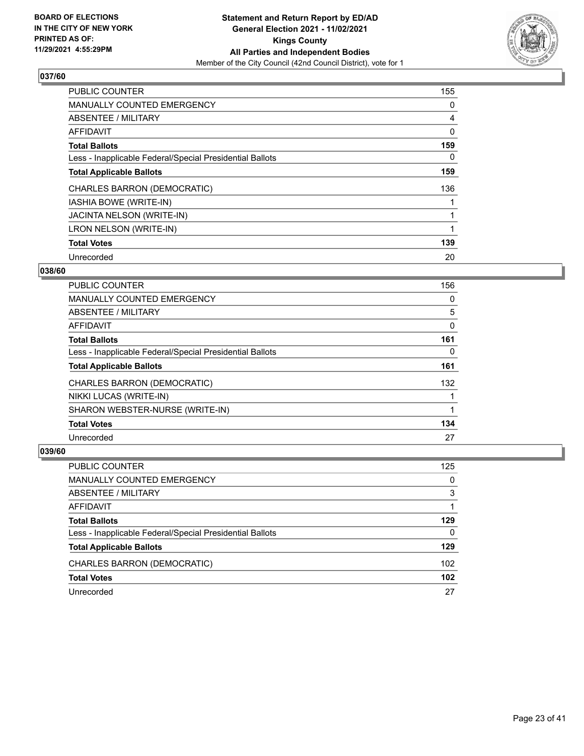**BOARD OF ELECTIONS IN THE CITY OF NEW YORK PRINTED AS OF: 11/29/2021 4:55:29PM**

**Statement and Return Report by ED/AD General Election 2021 - 11/02/2021 Kings County All Parties and Independent Bodies**

Member of the City Council (42nd Council District), vote for 1

### 037/60

| | |
|---|---|
| PUBLIC COUNTER | 155 |
| MANUALLY COUNTED EMERGENCY | 0 |
| ABSENTEE / MILITARY | 4 |
| AFFIDAVIT | 0 |
| **Total Ballots** | **159** |
| Less - Inapplicable Federal/Special Presidential Ballots | 0 |
| **Total Applicable Ballots** | **159** |
| CHARLES BARRON (DEMOCRATIC) | 136 |
| IASHIA BOWE (WRITE-IN) | 1 |
| JACINTA NELSON (WRITE-IN) | 1 |
| LRON NELSON (WRITE-IN) | 1 |
| **Total Votes** | **139** |
| Unrecorded | 20 |

### 038/60

| | |
|---|---|
| PUBLIC COUNTER | 156 |
| MANUALLY COUNTED EMERGENCY | 0 |
| ABSENTEE / MILITARY | 5 |
| AFFIDAVIT | 0 |
| **Total Ballots** | **161** |
| Less - Inapplicable Federal/Special Presidential Ballots | 0 |
| **Total Applicable Ballots** | **161** |
| CHARLES BARRON (DEMOCRATIC) | 132 |
| NIKKI LUCAS (WRITE-IN) | 1 |
| SHARON WEBSTER-NURSE (WRITE-IN) | 1 |
| **Total Votes** | **134** |
| Unrecorded | 27 |

### 039/60

| | |
|---|---|
| PUBLIC COUNTER | 125 |
| MANUALLY COUNTED EMERGENCY | 0 |
| ABSENTEE / MILITARY | 3 |
| AFFIDAVIT | 1 |
| **Total Ballots** | **129** |
| Less - Inapplicable Federal/Special Presidential Ballots | 0 |
| **Total Applicable Ballots** | **129** |
| CHARLES BARRON (DEMOCRATIC) | 102 |
| **Total Votes** | **102** |
| Unrecorded | 27 |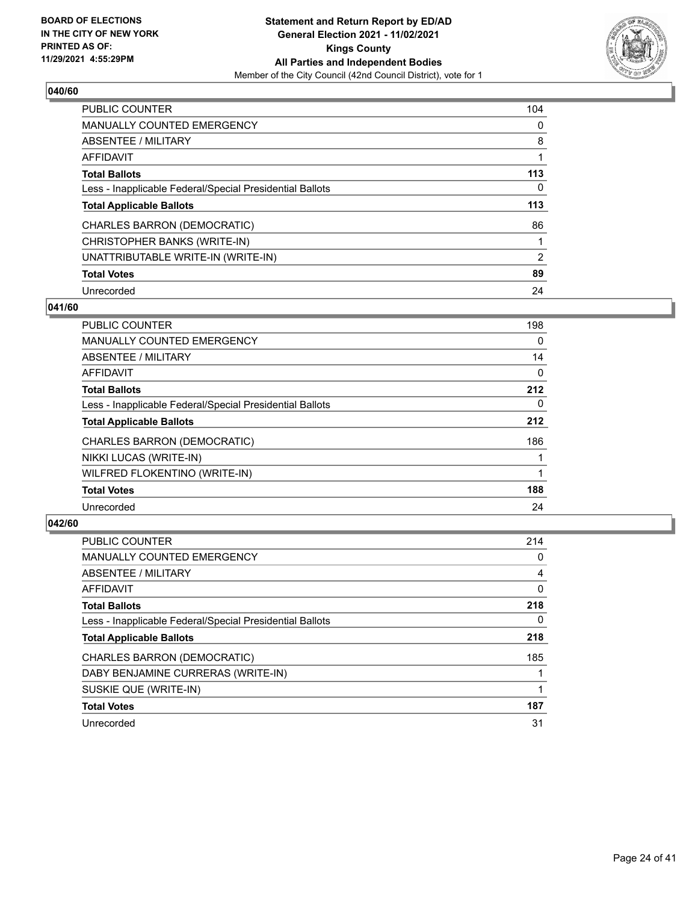**BOARD OF ELECTIONS IN THE CITY OF NEW YORK PRINTED AS OF: 11/29/2021 4:55:29PM**

**Statement and Return Report by ED/AD General Election 2021 - 11/02/2021 Kings County All Parties and Independent Bodies**

Member of the City Council (42nd Council District), vote for 1

### 040/60

| | |
|---|---|
| PUBLIC COUNTER | 104 |
| MANUALLY COUNTED EMERGENCY | 0 |
| ABSENTEE / MILITARY | 8 |
| AFFIDAVIT | 1 |
| **Total Ballots** | **113** |
| Less - Inapplicable Federal/Special Presidential Ballots | 0 |
| **Total Applicable Ballots** | **113** |
| CHARLES BARRON (DEMOCRATIC) | 86 |
| CHRISTOPHER BANKS (WRITE-IN) | 1 |
| UNATTRIBUTABLE WRITE-IN (WRITE-IN) | 2 |
| **Total Votes** | **89** |
| Unrecorded | 24 |

### 041/60

| | |
|---|---|
| PUBLIC COUNTER | 198 |
| MANUALLY COUNTED EMERGENCY | 0 |
| ABSENTEE / MILITARY | 14 |
| AFFIDAVIT | 0 |
| **Total Ballots** | **212** |
| Less - Inapplicable Federal/Special Presidential Ballots | 0 |
| **Total Applicable Ballots** | **212** |
| CHARLES BARRON (DEMOCRATIC) | 186 |
| NIKKI LUCAS (WRITE-IN) | 1 |
| WILFRED FLOKENTINO (WRITE-IN) | 1 |
| **Total Votes** | **188** |
| Unrecorded | 24 |

### 042/60

| | |
|---|---|
| PUBLIC COUNTER | 214 |
| MANUALLY COUNTED EMERGENCY | 0 |
| ABSENTEE / MILITARY | 4 |
| AFFIDAVIT | 0 |
| **Total Ballots** | **218** |
| Less - Inapplicable Federal/Special Presidential Ballots | 0 |
| **Total Applicable Ballots** | **218** |
| CHARLES BARRON (DEMOCRATIC) | 185 |
| DABY BENJAMINE CURRERAS (WRITE-IN) | 1 |
| SUSKIE QUE (WRITE-IN) | 1 |
| **Total Votes** | **187** |
| Unrecorded | 31 |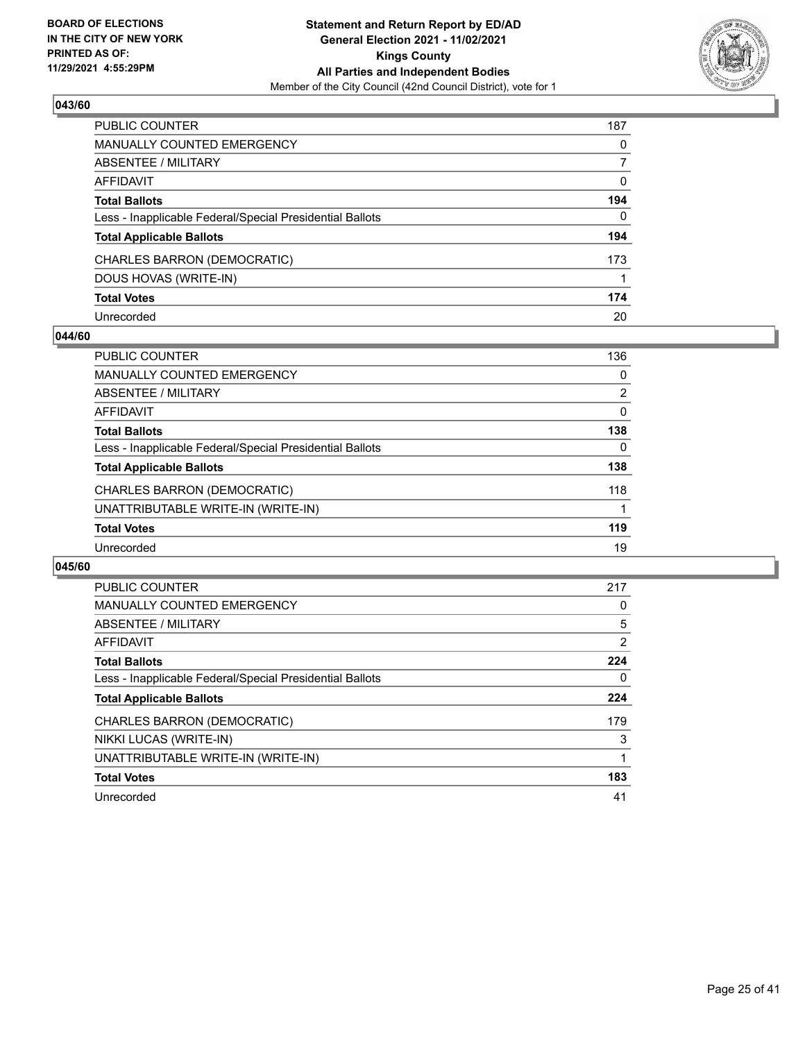BOARD OF ELECTIONS
IN THE CITY OF NEW YORK
PRINTED AS OF:
11/29/2021 4:55:29PM

**Statement and Return Report by ED/AD**
**General Election 2021 - 11/02/2021**
**Kings County**
**All Parties and Independent Bodies**
Member of the City Council (42nd Council District), vote for 1

## 043/60

| | |
|---|---|
| PUBLIC COUNTER | 187 |
| MANUALLY COUNTED EMERGENCY | 0 |
| ABSENTEE / MILITARY | 7 |
| AFFIDAVIT | 0 |
| **Total Ballots** | **194** |
| Less - Inapplicable Federal/Special Presidential Ballots | 0 |
| **Total Applicable Ballots** | **194** |
| CHARLES BARRON (DEMOCRATIC) | 173 |
| DOUS HOVAS (WRITE-IN) | 1 |
| **Total Votes** | **174** |
| Unrecorded | 20 |

## 044/60

| | |
|---|---|
| PUBLIC COUNTER | 136 |
| MANUALLY COUNTED EMERGENCY | 0 |
| ABSENTEE / MILITARY | 2 |
| AFFIDAVIT | 0 |
| **Total Ballots** | **138** |
| Less - Inapplicable Federal/Special Presidential Ballots | 0 |
| **Total Applicable Ballots** | **138** |
| CHARLES BARRON (DEMOCRATIC) | 118 |
| UNATTRIBUTABLE WRITE-IN (WRITE-IN) | 1 |
| **Total Votes** | **119** |
| Unrecorded | 19 |

## 045/60

| | |
|---|---|
| PUBLIC COUNTER | 217 |
| MANUALLY COUNTED EMERGENCY | 0 |
| ABSENTEE / MILITARY | 5 |
| AFFIDAVIT | 2 |
| **Total Ballots** | **224** |
| Less - Inapplicable Federal/Special Presidential Ballots | 0 |
| **Total Applicable Ballots** | **224** |
| CHARLES BARRON (DEMOCRATIC) | 179 |
| NIKKI LUCAS (WRITE-IN) | 3 |
| UNATTRIBUTABLE WRITE-IN (WRITE-IN) | 1 |
| **Total Votes** | **183** |
| Unrecorded | 41 |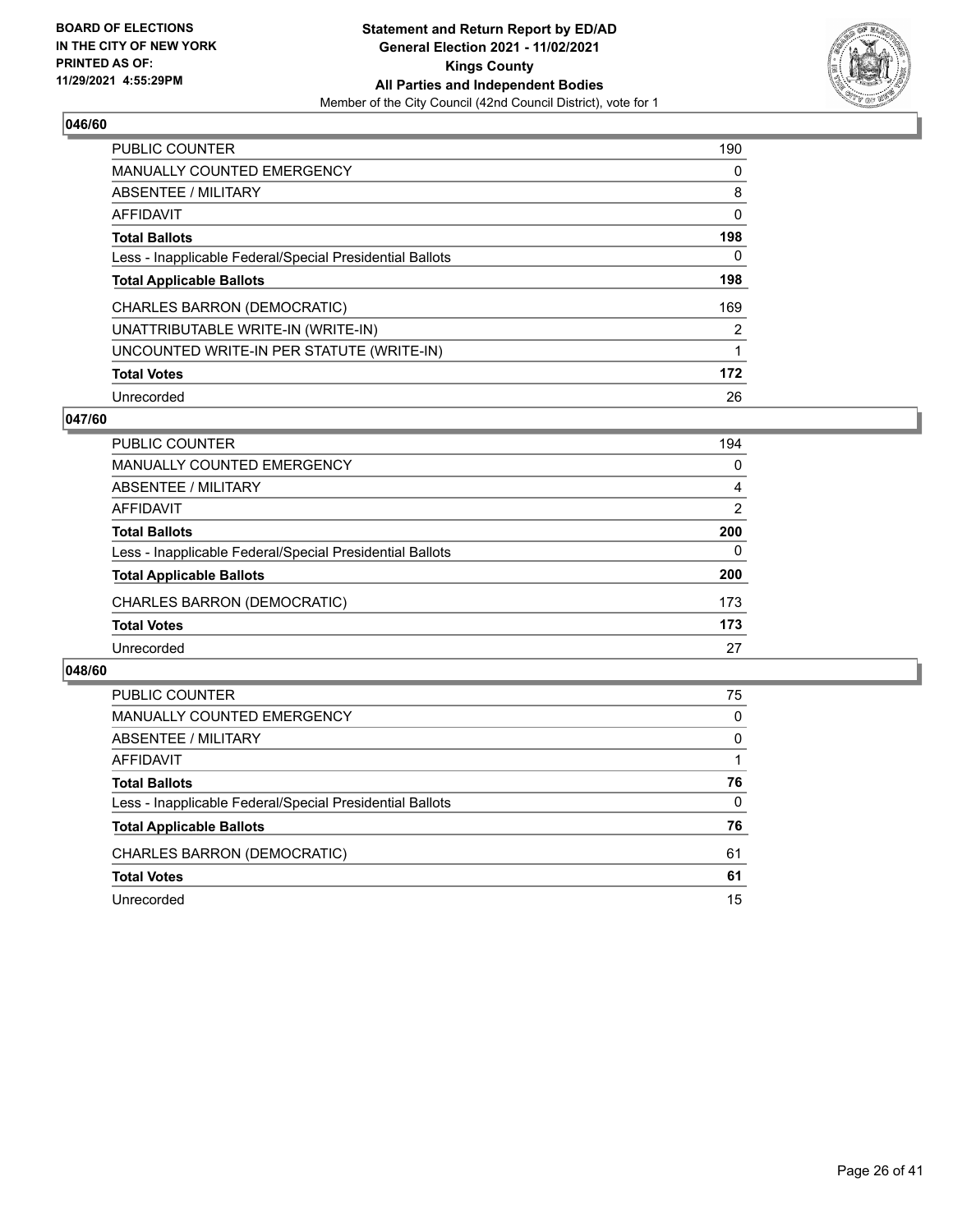## 046/60

| | |
|---|---|
| PUBLIC COUNTER | 190 |
| MANUALLY COUNTED EMERGENCY | 0 |
| ABSENTEE / MILITARY | 8 |
| AFFIDAVIT | 0 |
| **Total Ballots** | **198** |
| Less - Inapplicable Federal/Special Presidential Ballots | 0 |
| **Total Applicable Ballots** | **198** |
| CHARLES BARRON (DEMOCRATIC) | 169 |
| UNATTRIBUTABLE WRITE-IN (WRITE-IN) | 2 |
| UNCOUNTED WRITE-IN PER STATUTE (WRITE-IN) | 1 |
| **Total Votes** | **172** |
| Unrecorded | 26 |

## 047/60

| | |
|---|---|
| PUBLIC COUNTER | 194 |
| MANUALLY COUNTED EMERGENCY | 0 |
| ABSENTEE / MILITARY | 4 |
| AFFIDAVIT | 2 |
| **Total Ballots** | **200** |
| Less - Inapplicable Federal/Special Presidential Ballots | 0 |
| **Total Applicable Ballots** | **200** |
| CHARLES BARRON (DEMOCRATIC) | 173 |
| **Total Votes** | **173** |
| Unrecorded | 27 |

## 048/60

| | |
|---|---|
| PUBLIC COUNTER | 75 |
| MANUALLY COUNTED EMERGENCY | 0 |
| ABSENTEE / MILITARY | 0 |
| AFFIDAVIT | 1 |
| **Total Ballots** | **76** |
| Less - Inapplicable Federal/Special Presidential Ballots | 0 |
| **Total Applicable Ballots** | **76** |
| CHARLES BARRON (DEMOCRATIC) | 61 |
| **Total Votes** | **61** |
| Unrecorded | 15 |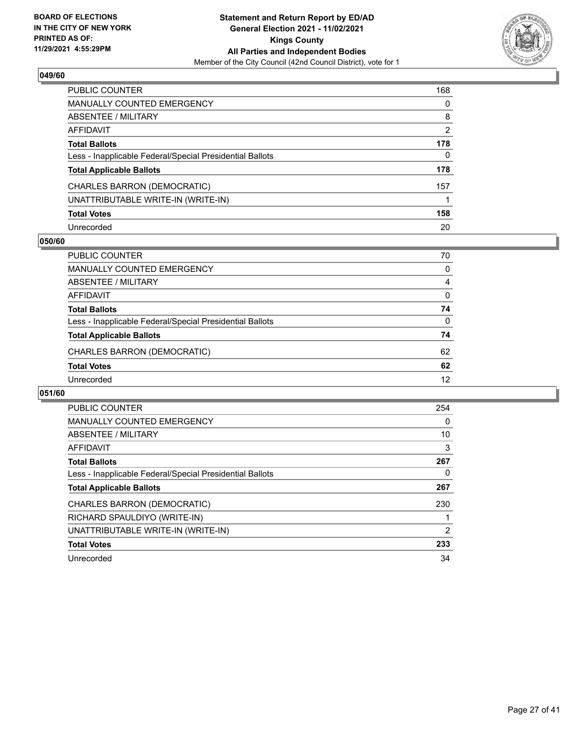**BOARD OF ELECTIONS IN THE CITY OF NEW YORK PRINTED AS OF: 11/29/2021 4:55:29PM**

**Statement and Return Report by ED/AD**
**General Election 2021 - 11/02/2021**
**Kings County**
**All Parties and Independent Bodies**
Member of the City Council (42nd Council District), vote for 1

### 049/60

| | |
|---|---|
| PUBLIC COUNTER | 168 |
| MANUALLY COUNTED EMERGENCY | 0 |
| ABSENTEE / MILITARY | 8 |
| AFFIDAVIT | 2 |
| **Total Ballots** | **178** |
| Less - Inapplicable Federal/Special Presidential Ballots | 0 |
| **Total Applicable Ballots** | **178** |
| CHARLES BARRON (DEMOCRATIC) | 157 |
| UNATTRIBUTABLE WRITE-IN (WRITE-IN) | 1 |
| **Total Votes** | **158** |
| Unrecorded | 20 |

### 050/60

| | |
|---|---|
| PUBLIC COUNTER | 70 |
| MANUALLY COUNTED EMERGENCY | 0 |
| ABSENTEE / MILITARY | 4 |
| AFFIDAVIT | 0 |
| **Total Ballots** | **74** |
| Less - Inapplicable Federal/Special Presidential Ballots | 0 |
| **Total Applicable Ballots** | **74** |
| CHARLES BARRON (DEMOCRATIC) | 62 |
| **Total Votes** | **62** |
| Unrecorded | 12 |

### 051/60

| | |
|---|---|
| PUBLIC COUNTER | 254 |
| MANUALLY COUNTED EMERGENCY | 0 |
| ABSENTEE / MILITARY | 10 |
| AFFIDAVIT | 3 |
| **Total Ballots** | **267** |
| Less - Inapplicable Federal/Special Presidential Ballots | 0 |
| **Total Applicable Ballots** | **267** |
| CHARLES BARRON (DEMOCRATIC) | 230 |
| RICHARD SPAULDIYO (WRITE-IN) | 1 |
| UNATTRIBUTABLE WRITE-IN (WRITE-IN) | 2 |
| **Total Votes** | **233** |
| Unrecorded | 34 |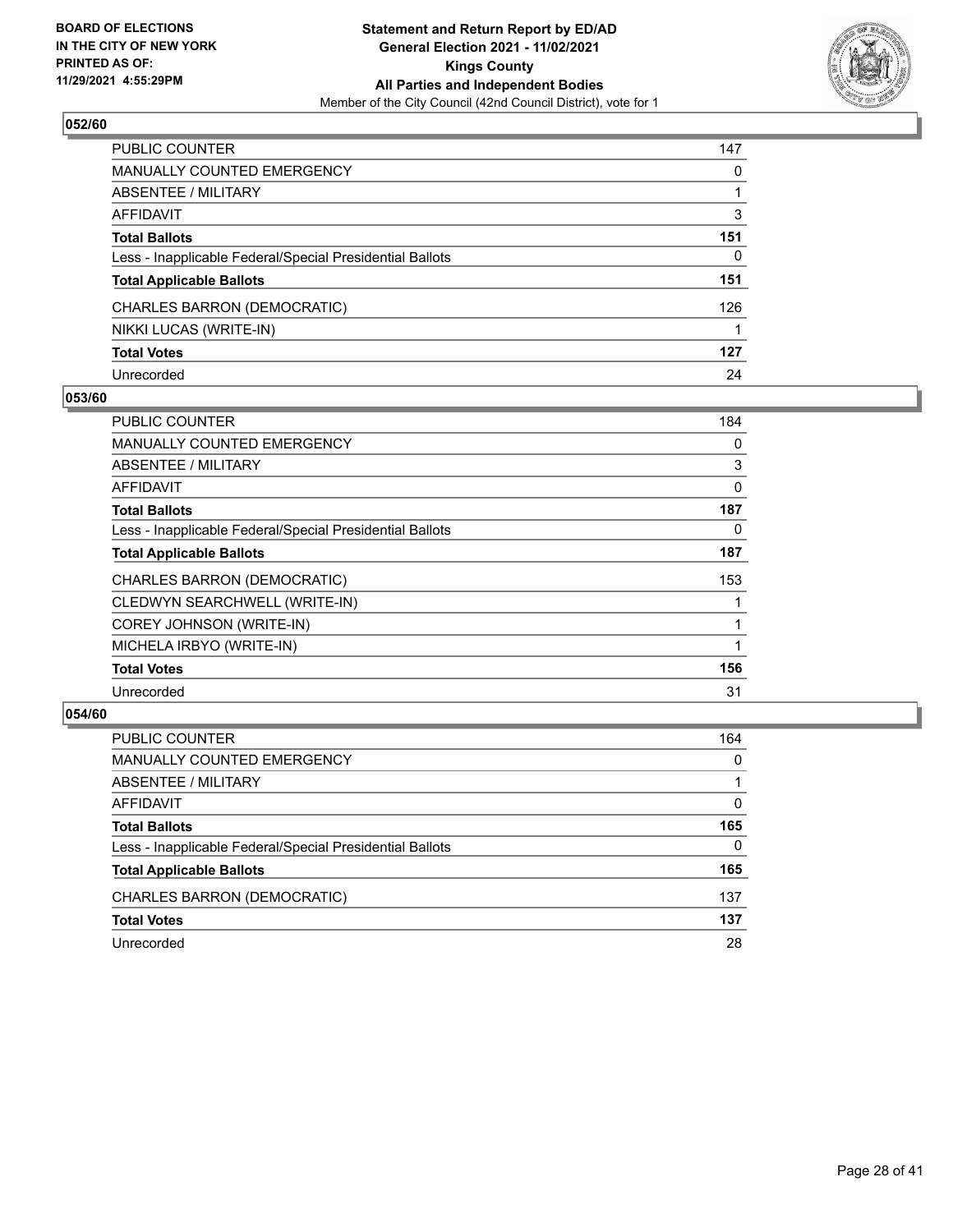**Statement and Return Report by ED/AD**
**General Election 2021 - 11/02/2021**
**Kings County**
**All Parties and Independent Bodies**
Member of the City Council (42nd Council District), vote for 1

BOARD OF ELECTIONS
IN THE CITY OF NEW YORK
PRINTED AS OF:
11/29/2021 4:55:29PM

### 052/60

| | |
|---|---|
| PUBLIC COUNTER | 147 |
| MANUALLY COUNTED EMERGENCY | 0 |
| ABSENTEE / MILITARY | 1 |
| AFFIDAVIT | 3 |
| **Total Ballots** | **151** |
| Less - Inapplicable Federal/Special Presidential Ballots | 0 |
| **Total Applicable Ballots** | **151** |
| CHARLES BARRON (DEMOCRATIC) | 126 |
| NIKKI LUCAS (WRITE-IN) | 1 |
| **Total Votes** | **127** |
| Unrecorded | 24 |

### 053/60

| | |
|---|---|
| PUBLIC COUNTER | 184 |
| MANUALLY COUNTED EMERGENCY | 0 |
| ABSENTEE / MILITARY | 3 |
| AFFIDAVIT | 0 |
| **Total Ballots** | **187** |
| Less - Inapplicable Federal/Special Presidential Ballots | 0 |
| **Total Applicable Ballots** | **187** |
| CHARLES BARRON (DEMOCRATIC) | 153 |
| CLEDWYN SEARCHWELL (WRITE-IN) | 1 |
| COREY JOHNSON (WRITE-IN) | 1 |
| MICHELA IRBYO (WRITE-IN) | 1 |
| **Total Votes** | **156** |
| Unrecorded | 31 |

### 054/60

| | |
|---|---|
| PUBLIC COUNTER | 164 |
| MANUALLY COUNTED EMERGENCY | 0 |
| ABSENTEE / MILITARY | 1 |
| AFFIDAVIT | 0 |
| **Total Ballots** | **165** |
| Less - Inapplicable Federal/Special Presidential Ballots | 0 |
| **Total Applicable Ballots** | **165** |
| CHARLES BARRON (DEMOCRATIC) | 137 |
| **Total Votes** | **137** |
| Unrecorded | 28 |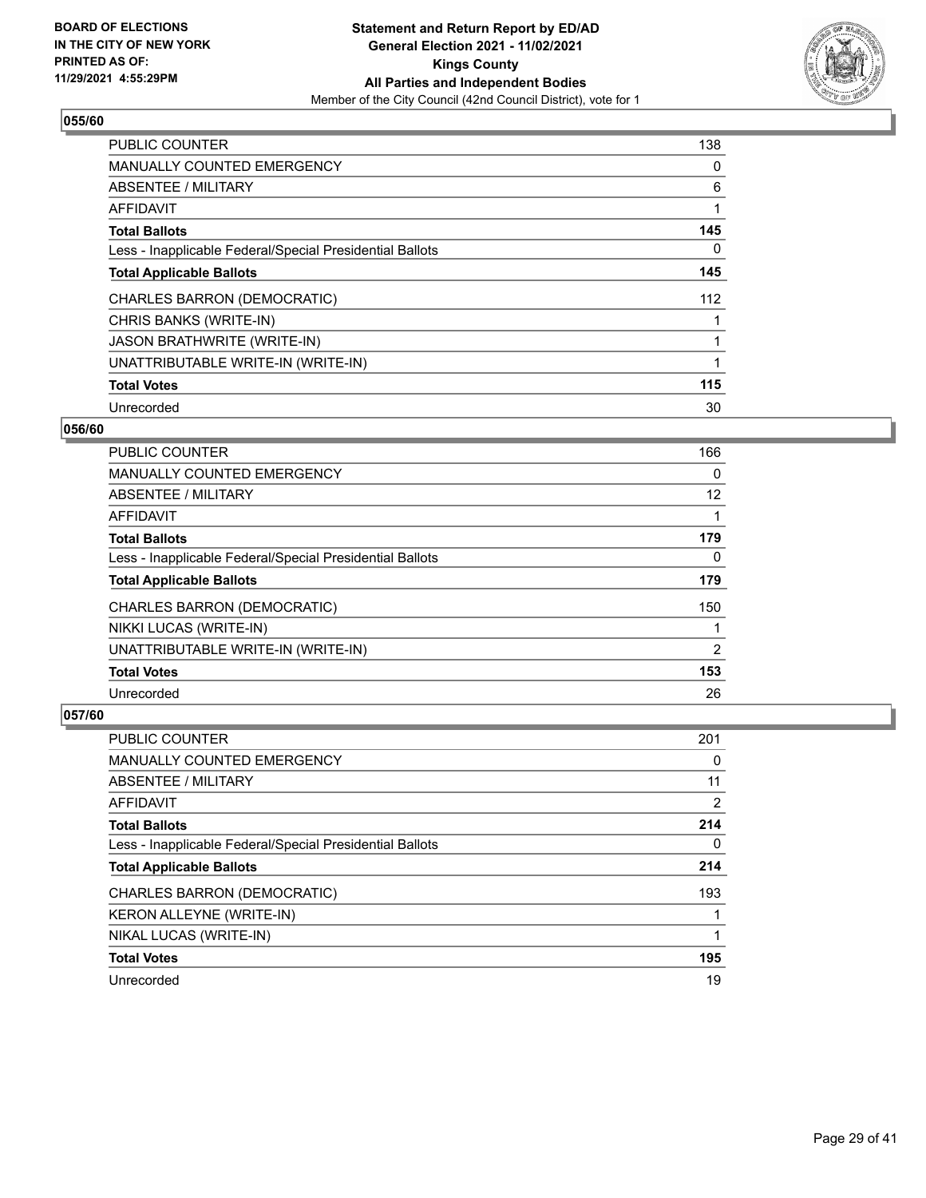**BOARD OF ELECTIONS IN THE CITY OF NEW YORK PRINTED AS OF: 11/29/2021 4:55:29PM**

**Statement and Return Report by ED/AD General Election 2021 - 11/02/2021 Kings County All Parties and Independent Bodies**

Member of the City Council (42nd Council District), vote for 1

### 055/60

| | |
|---|---|
| PUBLIC COUNTER | 138 |
| MANUALLY COUNTED EMERGENCY | 0 |
| ABSENTEE / MILITARY | 6 |
| AFFIDAVIT | 1 |
| **Total Ballots** | **145** |
| Less - Inapplicable Federal/Special Presidential Ballots | 0 |
| **Total Applicable Ballots** | **145** |
| CHARLES BARRON (DEMOCRATIC) | 112 |
| CHRIS BANKS (WRITE-IN) | 1 |
| JASON BRATHWRITE (WRITE-IN) | 1 |
| UNATTRIBUTABLE WRITE-IN (WRITE-IN) | 1 |
| **Total Votes** | **115** |
| Unrecorded | 30 |

### 056/60

| | |
|---|---|
| PUBLIC COUNTER | 166 |
| MANUALLY COUNTED EMERGENCY | 0 |
| ABSENTEE / MILITARY | 12 |
| AFFIDAVIT | 1 |
| **Total Ballots** | **179** |
| Less - Inapplicable Federal/Special Presidential Ballots | 0 |
| **Total Applicable Ballots** | **179** |
| CHARLES BARRON (DEMOCRATIC) | 150 |
| NIKKI LUCAS (WRITE-IN) | 1 |
| UNATTRIBUTABLE WRITE-IN (WRITE-IN) | 2 |
| **Total Votes** | **153** |
| Unrecorded | 26 |

### 057/60

| | |
|---|---|
| PUBLIC COUNTER | 201 |
| MANUALLY COUNTED EMERGENCY | 0 |
| ABSENTEE / MILITARY | 11 |
| AFFIDAVIT | 2 |
| **Total Ballots** | **214** |
| Less - Inapplicable Federal/Special Presidential Ballots | 0 |
| **Total Applicable Ballots** | **214** |
| CHARLES BARRON (DEMOCRATIC) | 193 |
| KERON ALLEYNE (WRITE-IN) | 1 |
| NIKAL LUCAS (WRITE-IN) | 1 |
| **Total Votes** | **195** |
| Unrecorded | 19 |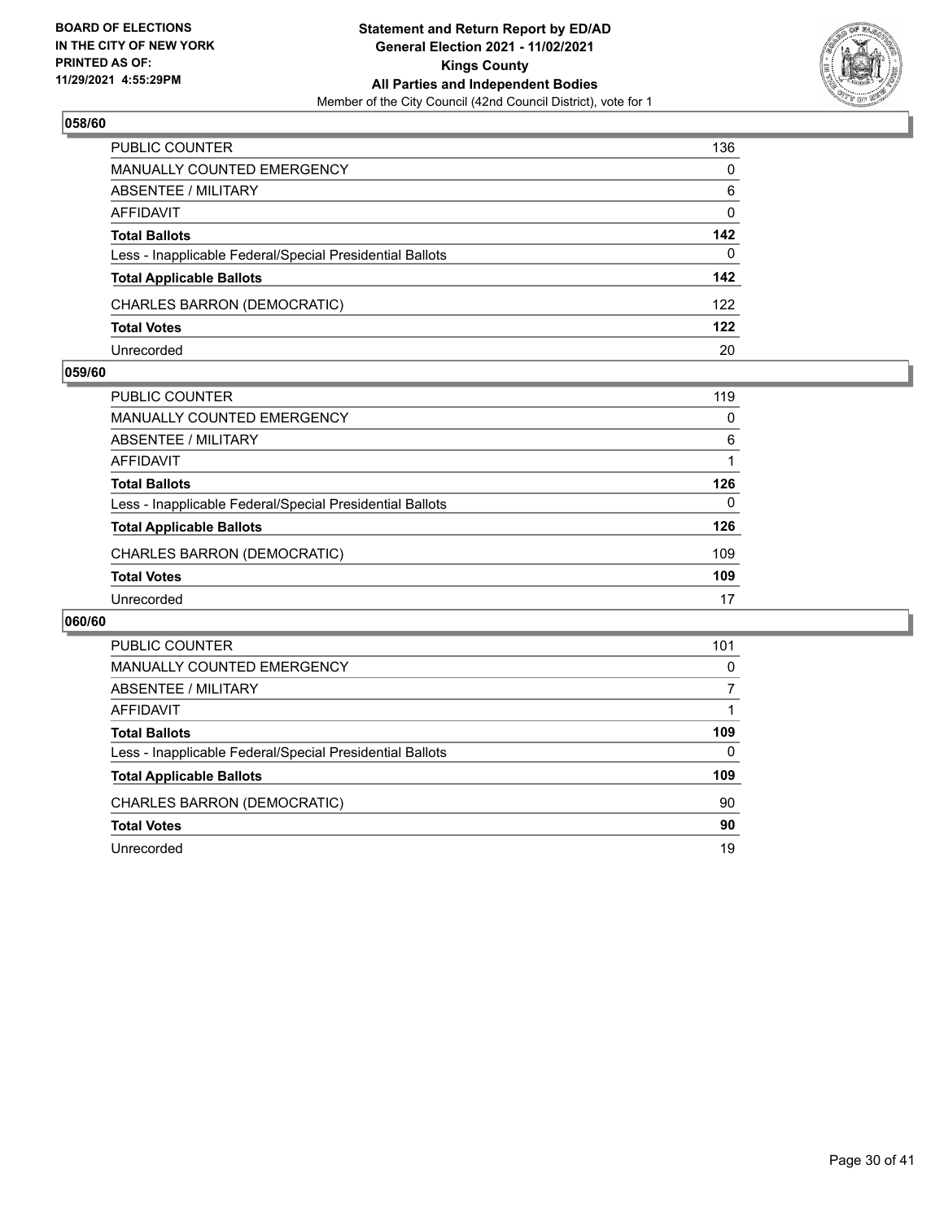BOARD OF ELECTIONS
IN THE CITY OF NEW YORK
PRINTED AS OF:
11/29/2021 4:55:29PM

**Statement and Return Report by ED/AD**
**General Election 2021 - 11/02/2021**
**Kings County**
**All Parties and Independent Bodies**
Member of the City Council (42nd Council District), vote for 1

### 058/60

| | |
|---|---|
| PUBLIC COUNTER | 136 |
| MANUALLY COUNTED EMERGENCY | 0 |
| ABSENTEE / MILITARY | 6 |
| AFFIDAVIT | 0 |
| **Total Ballots** | **142** |
| Less - Inapplicable Federal/Special Presidential Ballots | 0 |
| **Total Applicable Ballots** | **142** |
| CHARLES BARRON (DEMOCRATIC) | 122 |
| **Total Votes** | **122** |
| Unrecorded | 20 |

### 059/60

| | |
|---|---|
| PUBLIC COUNTER | 119 |
| MANUALLY COUNTED EMERGENCY | 0 |
| ABSENTEE / MILITARY | 6 |
| AFFIDAVIT | 1 |
| **Total Ballots** | **126** |
| Less - Inapplicable Federal/Special Presidential Ballots | 0 |
| **Total Applicable Ballots** | **126** |
| CHARLES BARRON (DEMOCRATIC) | 109 |
| **Total Votes** | **109** |
| Unrecorded | 17 |

### 060/60

| | |
|---|---|
| PUBLIC COUNTER | 101 |
| MANUALLY COUNTED EMERGENCY | 0 |
| ABSENTEE / MILITARY | 7 |
| AFFIDAVIT | 1 |
| **Total Ballots** | **109** |
| Less - Inapplicable Federal/Special Presidential Ballots | 0 |
| **Total Applicable Ballots** | **109** |
| CHARLES BARRON (DEMOCRATIC) | 90 |
| **Total Votes** | **90** |
| Unrecorded | 19 |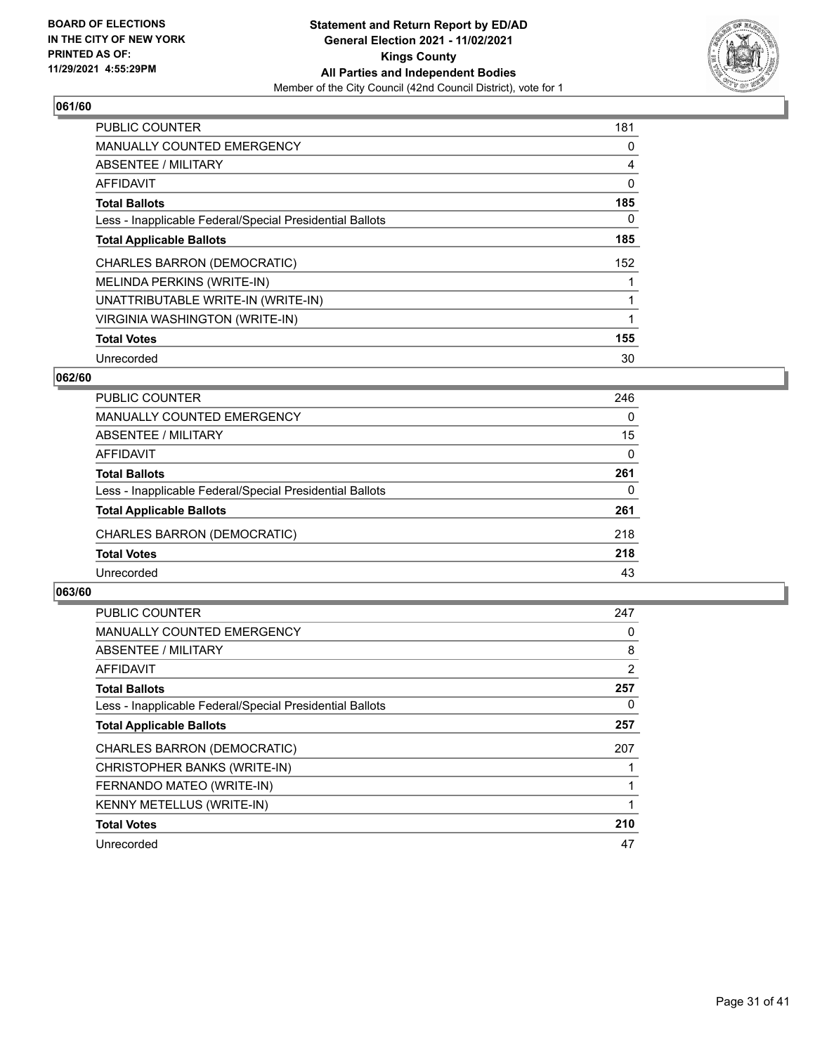**BOARD OF ELECTIONS IN THE CITY OF NEW YORK PRINTED AS OF: 11/29/2021 4:55:29PM**

**Statement and Return Report by ED/AD General Election 2021 - 11/02/2021 Kings County All Parties and Independent Bodies**

Member of the City Council (42nd Council District), vote for 1

### 061/60

| | |
|---|---|
| PUBLIC COUNTER | 181 |
| MANUALLY COUNTED EMERGENCY | 0 |
| ABSENTEE / MILITARY | 4 |
| AFFIDAVIT | 0 |
| **Total Ballots** | **185** |
| Less - Inapplicable Federal/Special Presidential Ballots | 0 |
| **Total Applicable Ballots** | **185** |
| CHARLES BARRON (DEMOCRATIC) | 152 |
| MELINDA PERKINS (WRITE-IN) | 1 |
| UNATTRIBUTABLE WRITE-IN (WRITE-IN) | 1 |
| VIRGINIA WASHINGTON (WRITE-IN) | 1 |
| **Total Votes** | **155** |
| Unrecorded | 30 |

### 062/60

| | |
|---|---|
| PUBLIC COUNTER | 246 |
| MANUALLY COUNTED EMERGENCY | 0 |
| ABSENTEE / MILITARY | 15 |
| AFFIDAVIT | 0 |
| **Total Ballots** | **261** |
| Less - Inapplicable Federal/Special Presidential Ballots | 0 |
| **Total Applicable Ballots** | **261** |
| CHARLES BARRON (DEMOCRATIC) | 218 |
| **Total Votes** | **218** |
| Unrecorded | 43 |

### 063/60

| | |
|---|---|
| PUBLIC COUNTER | 247 |
| MANUALLY COUNTED EMERGENCY | 0 |
| ABSENTEE / MILITARY | 8 |
| AFFIDAVIT | 2 |
| **Total Ballots** | **257** |
| Less - Inapplicable Federal/Special Presidential Ballots | 0 |
| **Total Applicable Ballots** | **257** |
| CHARLES BARRON (DEMOCRATIC) | 207 |
| CHRISTOPHER BANKS (WRITE-IN) | 1 |
| FERNANDO MATEO (WRITE-IN) | 1 |
| KENNY METELLUS (WRITE-IN) | 1 |
| **Total Votes** | **210** |
| Unrecorded | 47 |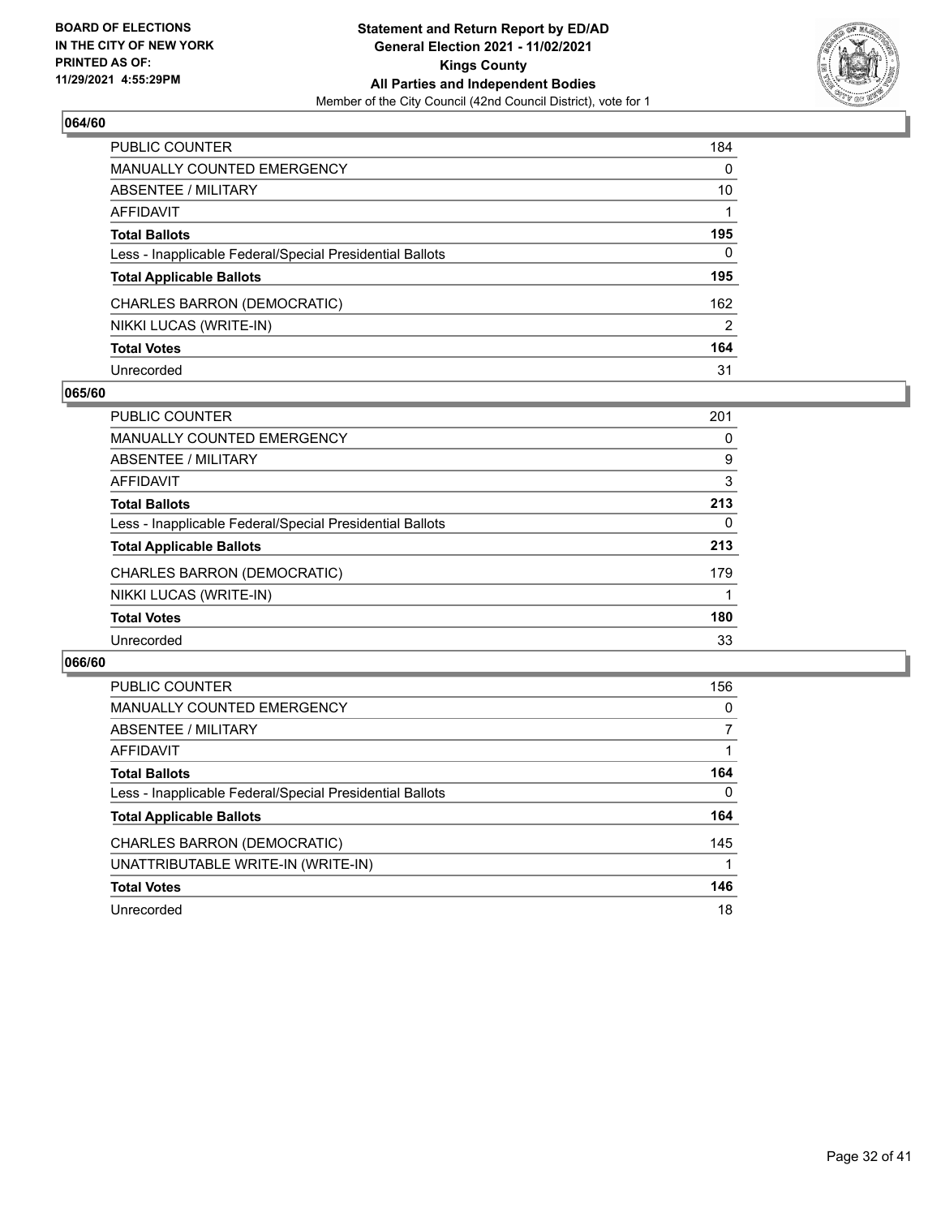BOARD OF ELECTIONS
IN THE CITY OF NEW YORK
PRINTED AS OF:
11/29/2021 4:55:29PM

**Statement and Return Report by ED/AD**
**General Election 2021 - 11/02/2021**
**Kings County**
**All Parties and Independent Bodies**
Member of the City Council (42nd Council District), vote for 1

### 064/60

| | |
|---|---|
| PUBLIC COUNTER | 184 |
| MANUALLY COUNTED EMERGENCY | 0 |
| ABSENTEE / MILITARY | 10 |
| AFFIDAVIT | 1 |
| **Total Ballots** | **195** |
| Less - Inapplicable Federal/Special Presidential Ballots | 0 |
| **Total Applicable Ballots** | **195** |
| CHARLES BARRON (DEMOCRATIC) | 162 |
| NIKKI LUCAS (WRITE-IN) | 2 |
| **Total Votes** | **164** |
| Unrecorded | 31 |

### 065/60

| | |
|---|---|
| PUBLIC COUNTER | 201 |
| MANUALLY COUNTED EMERGENCY | 0 |
| ABSENTEE / MILITARY | 9 |
| AFFIDAVIT | 3 |
| **Total Ballots** | **213** |
| Less - Inapplicable Federal/Special Presidential Ballots | 0 |
| **Total Applicable Ballots** | **213** |
| CHARLES BARRON (DEMOCRATIC) | 179 |
| NIKKI LUCAS (WRITE-IN) | 1 |
| **Total Votes** | **180** |
| Unrecorded | 33 |

### 066/60

| | |
|---|---|
| PUBLIC COUNTER | 156 |
| MANUALLY COUNTED EMERGENCY | 0 |
| ABSENTEE / MILITARY | 7 |
| AFFIDAVIT | 1 |
| **Total Ballots** | **164** |
| Less - Inapplicable Federal/Special Presidential Ballots | 0 |
| **Total Applicable Ballots** | **164** |
| CHARLES BARRON (DEMOCRATIC) | 145 |
| UNATTRIBUTABLE WRITE-IN (WRITE-IN) | 1 |
| **Total Votes** | **146** |
| Unrecorded | 18 |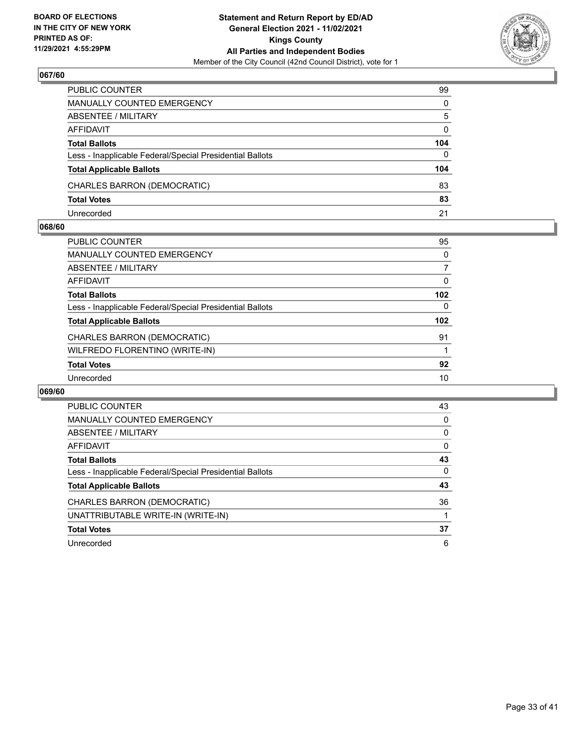### 067/60

| | |
|---|---|
| PUBLIC COUNTER | 99 |
| MANUALLY COUNTED EMERGENCY | 0 |
| ABSENTEE / MILITARY | 5 |
| AFFIDAVIT | 0 |
| **Total Ballots** | **104** |
| Less - Inapplicable Federal/Special Presidential Ballots | 0 |
| **Total Applicable Ballots** | **104** |
| CHARLES BARRON (DEMOCRATIC) | 83 |
| **Total Votes** | **83** |
| Unrecorded | 21 |

### 068/60

| | |
|---|---|
| PUBLIC COUNTER | 95 |
| MANUALLY COUNTED EMERGENCY | 0 |
| ABSENTEE / MILITARY | 7 |
| AFFIDAVIT | 0 |
| **Total Ballots** | **102** |
| Less - Inapplicable Federal/Special Presidential Ballots | 0 |
| **Total Applicable Ballots** | **102** |
| CHARLES BARRON (DEMOCRATIC) | 91 |
| WILFREDO FLORENTINO (WRITE-IN) | 1 |
| **Total Votes** | **92** |
| Unrecorded | 10 |

### 069/60

| | |
|---|---|
| PUBLIC COUNTER | 43 |
| MANUALLY COUNTED EMERGENCY | 0 |
| ABSENTEE / MILITARY | 0 |
| AFFIDAVIT | 0 |
| **Total Ballots** | **43** |
| Less - Inapplicable Federal/Special Presidential Ballots | 0 |
| **Total Applicable Ballots** | **43** |
| CHARLES BARRON (DEMOCRATIC) | 36 |
| UNATTRIBUTABLE WRITE-IN (WRITE-IN) | 1 |
| **Total Votes** | **37** |
| Unrecorded | 6 |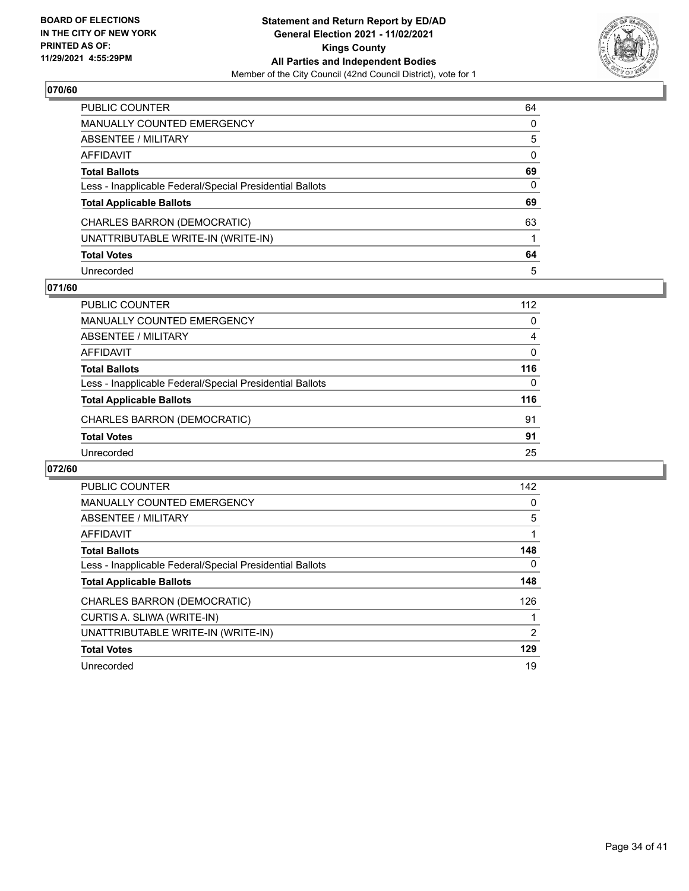## 070/60

| | |
|---|---|
| PUBLIC COUNTER | 64 |
| MANUALLY COUNTED EMERGENCY | 0 |
| ABSENTEE / MILITARY | 5 |
| AFFIDAVIT | 0 |
| **Total Ballots** | **69** |
| Less - Inapplicable Federal/Special Presidential Ballots | 0 |
| **Total Applicable Ballots** | **69** |
| CHARLES BARRON (DEMOCRATIC) | 63 |
| UNATTRIBUTABLE WRITE-IN (WRITE-IN) | 1 |
| **Total Votes** | **64** |
| Unrecorded | 5 |

## 071/60

| | |
|---|---|
| PUBLIC COUNTER | 112 |
| MANUALLY COUNTED EMERGENCY | 0 |
| ABSENTEE / MILITARY | 4 |
| AFFIDAVIT | 0 |
| **Total Ballots** | **116** |
| Less - Inapplicable Federal/Special Presidential Ballots | 0 |
| **Total Applicable Ballots** | **116** |
| CHARLES BARRON (DEMOCRATIC) | 91 |
| **Total Votes** | **91** |
| Unrecorded | 25 |

## 072/60

| | |
|---|---|
| PUBLIC COUNTER | 142 |
| MANUALLY COUNTED EMERGENCY | 0 |
| ABSENTEE / MILITARY | 5 |
| AFFIDAVIT | 1 |
| **Total Ballots** | **148** |
| Less - Inapplicable Federal/Special Presidential Ballots | 0 |
| **Total Applicable Ballots** | **148** |
| CHARLES BARRON (DEMOCRATIC) | 126 |
| CURTIS A. SLIWA (WRITE-IN) | 1 |
| UNATTRIBUTABLE WRITE-IN (WRITE-IN) | 2 |
| **Total Votes** | **129** |
| Unrecorded | 19 |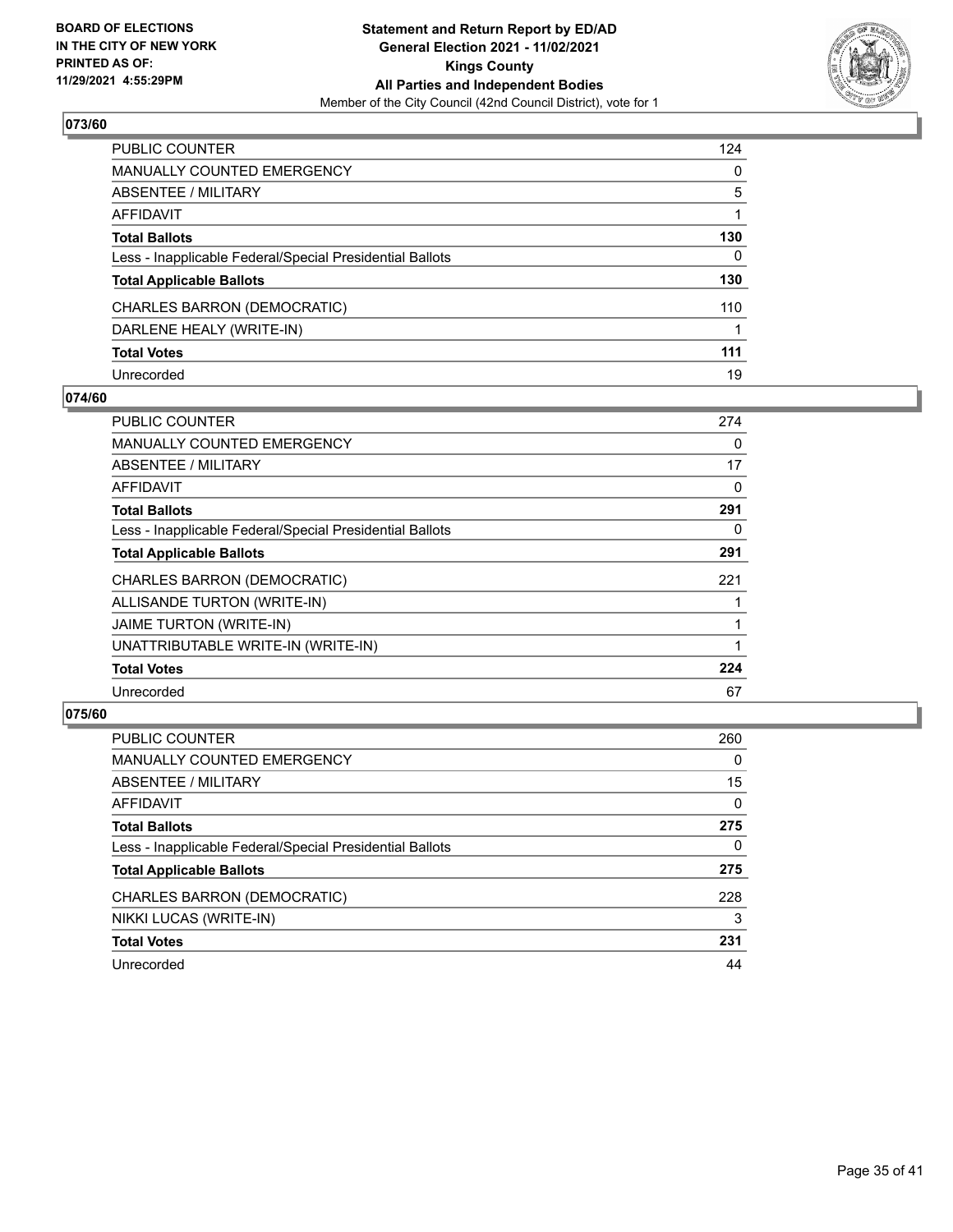## 073/60

| | |
|---|---|
| PUBLIC COUNTER | 124 |
| MANUALLY COUNTED EMERGENCY | 0 |
| ABSENTEE / MILITARY | 5 |
| AFFIDAVIT | 1 |
| **Total Ballots** | **130** |
| Less - Inapplicable Federal/Special Presidential Ballots | 0 |
| **Total Applicable Ballots** | **130** |
| CHARLES BARRON (DEMOCRATIC) | 110 |
| DARLENE HEALY (WRITE-IN) | 1 |
| **Total Votes** | **111** |
| Unrecorded | 19 |

## 074/60

| | |
|---|---|
| PUBLIC COUNTER | 274 |
| MANUALLY COUNTED EMERGENCY | 0 |
| ABSENTEE / MILITARY | 17 |
| AFFIDAVIT | 0 |
| **Total Ballots** | **291** |
| Less - Inapplicable Federal/Special Presidential Ballots | 0 |
| **Total Applicable Ballots** | **291** |
| CHARLES BARRON (DEMOCRATIC) | 221 |
| ALLISANDE TURTON (WRITE-IN) | 1 |
| JAIME TURTON (WRITE-IN) | 1 |
| UNATTRIBUTABLE WRITE-IN (WRITE-IN) | 1 |
| **Total Votes** | **224** |
| Unrecorded | 67 |

## 075/60

| | |
|---|---|
| PUBLIC COUNTER | 260 |
| MANUALLY COUNTED EMERGENCY | 0 |
| ABSENTEE / MILITARY | 15 |
| AFFIDAVIT | 0 |
| **Total Ballots** | **275** |
| Less - Inapplicable Federal/Special Presidential Ballots | 0 |
| **Total Applicable Ballots** | **275** |
| CHARLES BARRON (DEMOCRATIC) | 228 |
| NIKKI LUCAS (WRITE-IN) | 3 |
| **Total Votes** | **231** |
| Unrecorded | 44 |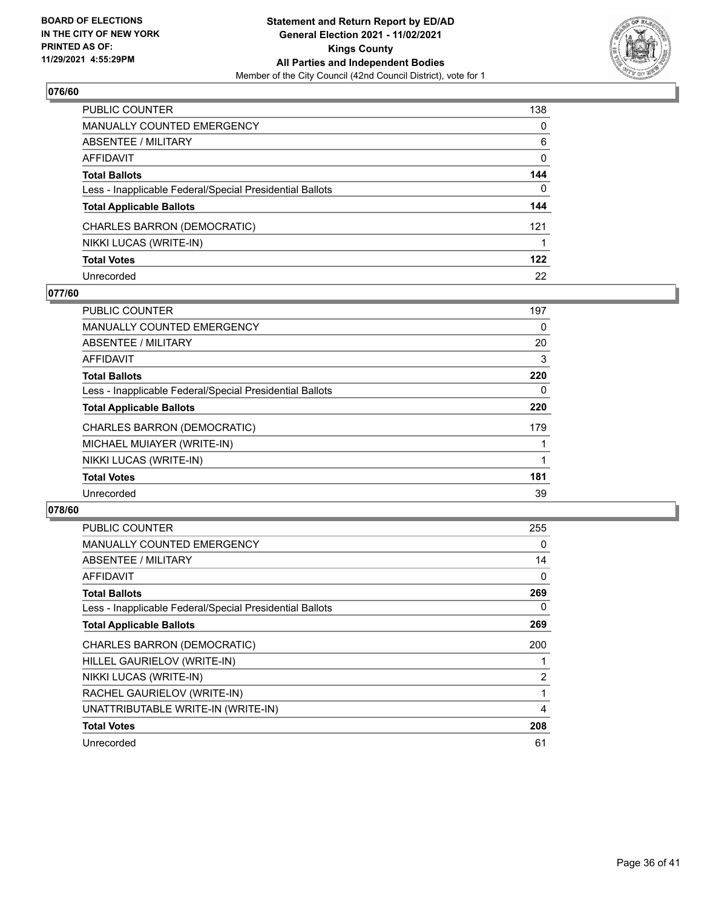**BOARD OF ELECTIONS IN THE CITY OF NEW YORK PRINTED AS OF: 11/29/2021 4:55:29PM**

**Statement and Return Report by ED/AD**
**General Election 2021 - 11/02/2021**
**Kings County**
**All Parties and Independent Bodies**
Member of the City Council (42nd Council District), vote for 1

### 076/60

| | |
|---|---|
| PUBLIC COUNTER | 138 |
| MANUALLY COUNTED EMERGENCY | 0 |
| ABSENTEE / MILITARY | 6 |
| AFFIDAVIT | 0 |
| **Total Ballots** | **144** |
| Less - Inapplicable Federal/Special Presidential Ballots | 0 |
| **Total Applicable Ballots** | **144** |
| CHARLES BARRON (DEMOCRATIC) | 121 |
| NIKKI LUCAS (WRITE-IN) | 1 |
| **Total Votes** | **122** |
| Unrecorded | 22 |

### 077/60

| | |
|---|---|
| PUBLIC COUNTER | 197 |
| MANUALLY COUNTED EMERGENCY | 0 |
| ABSENTEE / MILITARY | 20 |
| AFFIDAVIT | 3 |
| **Total Ballots** | **220** |
| Less - Inapplicable Federal/Special Presidential Ballots | 0 |
| **Total Applicable Ballots** | **220** |
| CHARLES BARRON (DEMOCRATIC) | 179 |
| MICHAEL MUIAYER (WRITE-IN) | 1 |
| NIKKI LUCAS (WRITE-IN) | 1 |
| **Total Votes** | **181** |
| Unrecorded | 39 |

### 078/60

| | |
|---|---|
| PUBLIC COUNTER | 255 |
| MANUALLY COUNTED EMERGENCY | 0 |
| ABSENTEE / MILITARY | 14 |
| AFFIDAVIT | 0 |
| **Total Ballots** | **269** |
| Less - Inapplicable Federal/Special Presidential Ballots | 0 |
| **Total Applicable Ballots** | **269** |
| CHARLES BARRON (DEMOCRATIC) | 200 |
| HILLEL GAURIELOV (WRITE-IN) | 1 |
| NIKKI LUCAS (WRITE-IN) | 2 |
| RACHEL GAURIELOV (WRITE-IN) | 1 |
| UNATTRIBUTABLE WRITE-IN (WRITE-IN) | 4 |
| **Total Votes** | **208** |
| Unrecorded | 61 |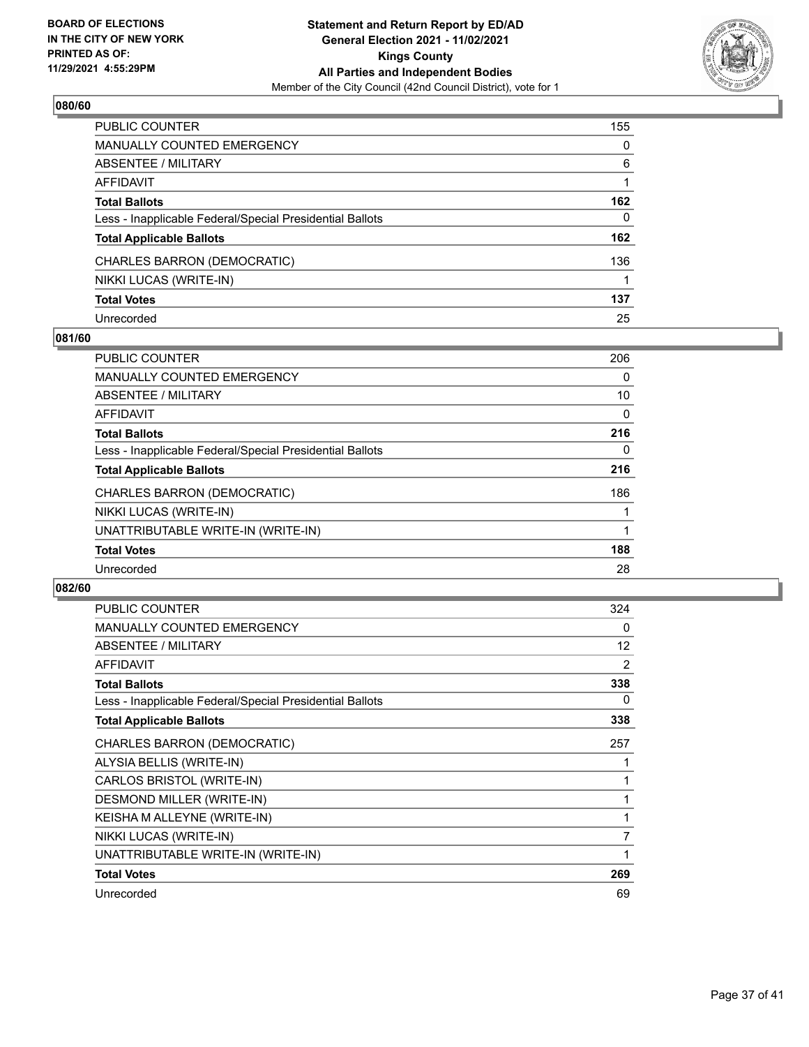BOARD OF ELECTIONS
IN THE CITY OF NEW YORK
PRINTED AS OF:
11/29/2021 4:55:29PM

**Statement and Return Report by ED/AD**
**General Election 2021 - 11/02/2021**
**Kings County**
**All Parties and Independent Bodies**
Member of the City Council (42nd Council District), vote for 1

## 080/60

| | |
|---|---|
| PUBLIC COUNTER | 155 |
| MANUALLY COUNTED EMERGENCY | 0 |
| ABSENTEE / MILITARY | 6 |
| AFFIDAVIT | 1 |
| **Total Ballots** | **162** |
| Less - Inapplicable Federal/Special Presidential Ballots | 0 |
| **Total Applicable Ballots** | **162** |
| CHARLES BARRON (DEMOCRATIC) | 136 |
| NIKKI LUCAS (WRITE-IN) | 1 |
| **Total Votes** | **137** |
| Unrecorded | 25 |

## 081/60

| | |
|---|---|
| PUBLIC COUNTER | 206 |
| MANUALLY COUNTED EMERGENCY | 0 |
| ABSENTEE / MILITARY | 10 |
| AFFIDAVIT | 0 |
| **Total Ballots** | **216** |
| Less - Inapplicable Federal/Special Presidential Ballots | 0 |
| **Total Applicable Ballots** | **216** |
| CHARLES BARRON (DEMOCRATIC) | 186 |
| NIKKI LUCAS (WRITE-IN) | 1 |
| UNATTRIBUTABLE WRITE-IN (WRITE-IN) | 1 |
| **Total Votes** | **188** |
| Unrecorded | 28 |

## 082/60

| | |
|---|---|
| PUBLIC COUNTER | 324 |
| MANUALLY COUNTED EMERGENCY | 0 |
| ABSENTEE / MILITARY | 12 |
| AFFIDAVIT | 2 |
| **Total Ballots** | **338** |
| Less - Inapplicable Federal/Special Presidential Ballots | 0 |
| **Total Applicable Ballots** | **338** |
| CHARLES BARRON (DEMOCRATIC) | 257 |
| ALYSIA BELLIS (WRITE-IN) | 1 |
| CARLOS BRISTOL (WRITE-IN) | 1 |
| DESMOND MILLER (WRITE-IN) | 1 |
| KEISHA M ALLEYNE (WRITE-IN) | 1 |
| NIKKI LUCAS (WRITE-IN) | 7 |
| UNATTRIBUTABLE WRITE-IN (WRITE-IN) | 1 |
| **Total Votes** | **269** |
| Unrecorded | 69 |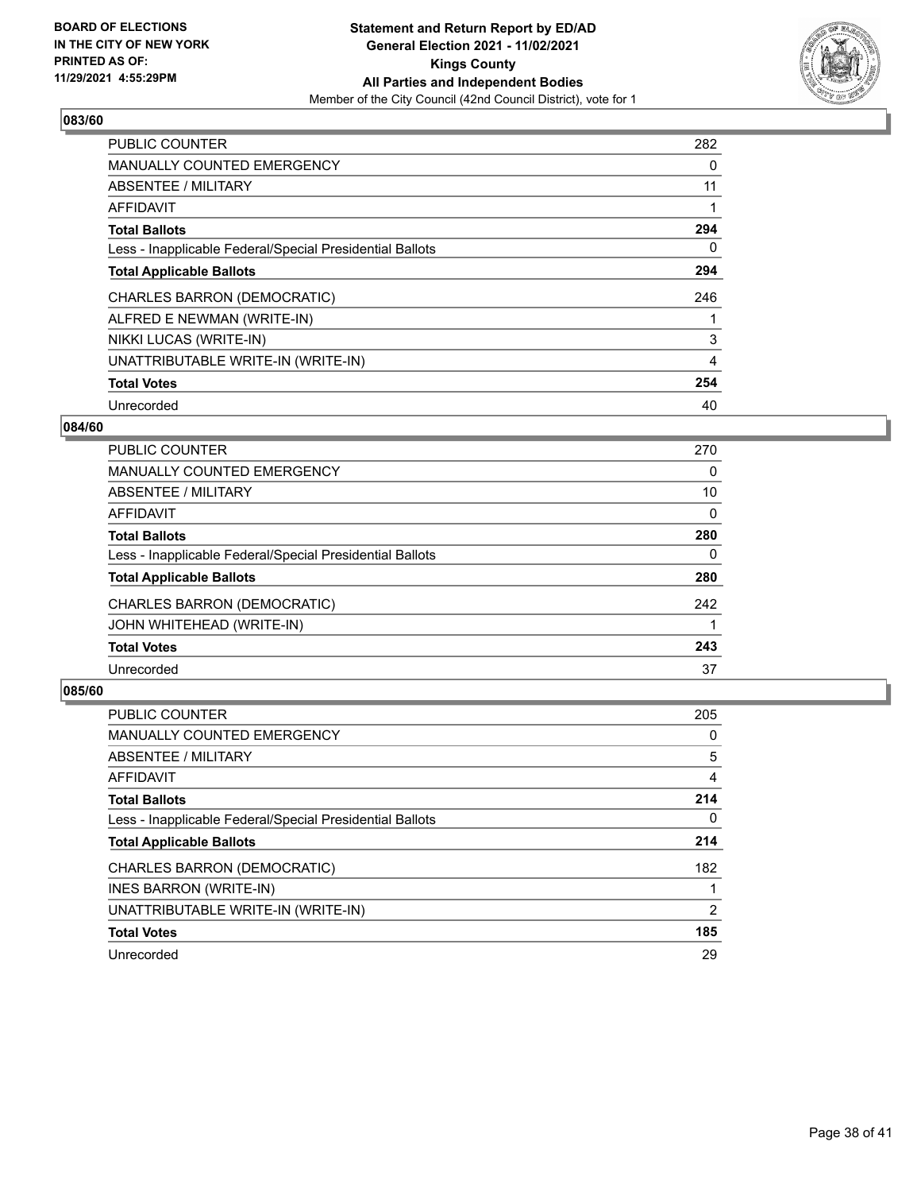**BOARD OF ELECTIONS IN THE CITY OF NEW YORK PRINTED AS OF: 11/29/2021 4:55:29PM**

**Statement and Return Report by ED/AD General Election 2021 - 11/02/2021 Kings County All Parties and Independent Bodies**
Member of the City Council (42nd Council District), vote for 1

## 083/60

| | |
|---|---|
| PUBLIC COUNTER | 282 |
| MANUALLY COUNTED EMERGENCY | 0 |
| ABSENTEE / MILITARY | 11 |
| AFFIDAVIT | 1 |
| **Total Ballots** | **294** |
| Less - Inapplicable Federal/Special Presidential Ballots | 0 |
| **Total Applicable Ballots** | **294** |
| CHARLES BARRON (DEMOCRATIC) | 246 |
| ALFRED E NEWMAN (WRITE-IN) | 1 |
| NIKKI LUCAS (WRITE-IN) | 3 |
| UNATTRIBUTABLE WRITE-IN (WRITE-IN) | 4 |
| **Total Votes** | **254** |
| Unrecorded | 40 |

## 084/60

| | |
|---|---|
| PUBLIC COUNTER | 270 |
| MANUALLY COUNTED EMERGENCY | 0 |
| ABSENTEE / MILITARY | 10 |
| AFFIDAVIT | 0 |
| **Total Ballots** | **280** |
| Less - Inapplicable Federal/Special Presidential Ballots | 0 |
| **Total Applicable Ballots** | **280** |
| CHARLES BARRON (DEMOCRATIC) | 242 |
| JOHN WHITEHEAD (WRITE-IN) | 1 |
| **Total Votes** | **243** |
| Unrecorded | 37 |

## 085/60

| | |
|---|---|
| PUBLIC COUNTER | 205 |
| MANUALLY COUNTED EMERGENCY | 0 |
| ABSENTEE / MILITARY | 5 |
| AFFIDAVIT | 4 |
| **Total Ballots** | **214** |
| Less - Inapplicable Federal/Special Presidential Ballots | 0 |
| **Total Applicable Ballots** | **214** |
| CHARLES BARRON (DEMOCRATIC) | 182 |
| INES BARRON (WRITE-IN) | 1 |
| UNATTRIBUTABLE WRITE-IN (WRITE-IN) | 2 |
| **Total Votes** | **185** |
| Unrecorded | 29 |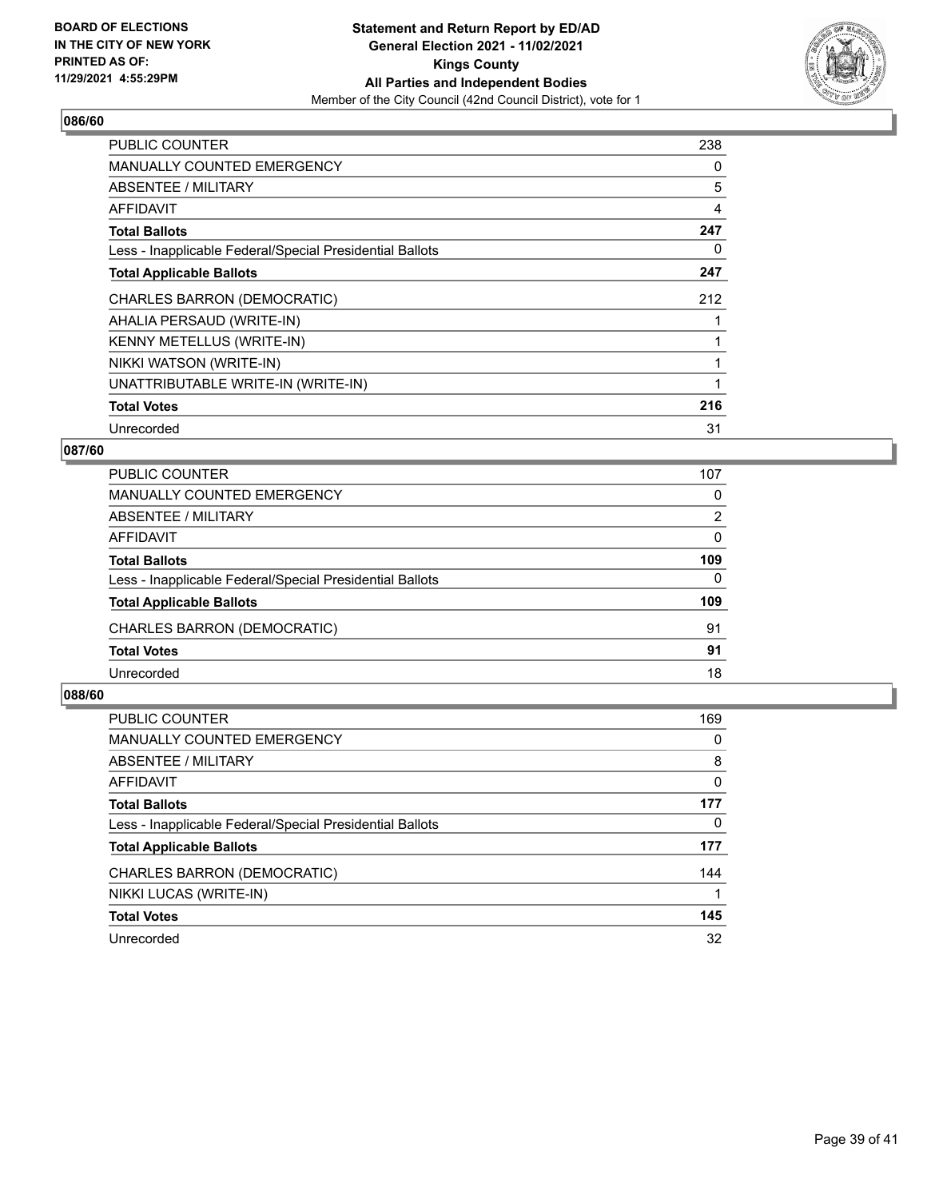**BOARD OF ELECTIONS IN THE CITY OF NEW YORK PRINTED AS OF: 11/29/2021 4:55:29PM**

**Statement and Return Report by ED/AD General Election 2021 - 11/02/2021 Kings County All Parties and Independent Bodies**

Member of the City Council (42nd Council District), vote for 1

### 086/60

| | |
|---|---|
| PUBLIC COUNTER | 238 |
| MANUALLY COUNTED EMERGENCY | 0 |
| ABSENTEE / MILITARY | 5 |
| AFFIDAVIT | 4 |
| **Total Ballots** | **247** |
| Less - Inapplicable Federal/Special Presidential Ballots | 0 |
| **Total Applicable Ballots** | **247** |
| CHARLES BARRON (DEMOCRATIC) | 212 |
| AHALIA PERSAUD (WRITE-IN) | 1 |
| KENNY METELLUS (WRITE-IN) | 1 |
| NIKKI WATSON (WRITE-IN) | 1 |
| UNATTRIBUTABLE WRITE-IN (WRITE-IN) | 1 |
| **Total Votes** | **216** |
| Unrecorded | 31 |

### 087/60

| | |
|---|---|
| PUBLIC COUNTER | 107 |
| MANUALLY COUNTED EMERGENCY | 0 |
| ABSENTEE / MILITARY | 2 |
| AFFIDAVIT | 0 |
| **Total Ballots** | **109** |
| Less - Inapplicable Federal/Special Presidential Ballots | 0 |
| **Total Applicable Ballots** | **109** |
| CHARLES BARRON (DEMOCRATIC) | 91 |
| **Total Votes** | **91** |
| Unrecorded | 18 |

### 088/60

| | |
|---|---|
| PUBLIC COUNTER | 169 |
| MANUALLY COUNTED EMERGENCY | 0 |
| ABSENTEE / MILITARY | 8 |
| AFFIDAVIT | 0 |
| **Total Ballots** | **177** |
| Less - Inapplicable Federal/Special Presidential Ballots | 0 |
| **Total Applicable Ballots** | **177** |
| CHARLES BARRON (DEMOCRATIC) | 144 |
| NIKKI LUCAS (WRITE-IN) | 1 |
| **Total Votes** | **145** |
| Unrecorded | 32 |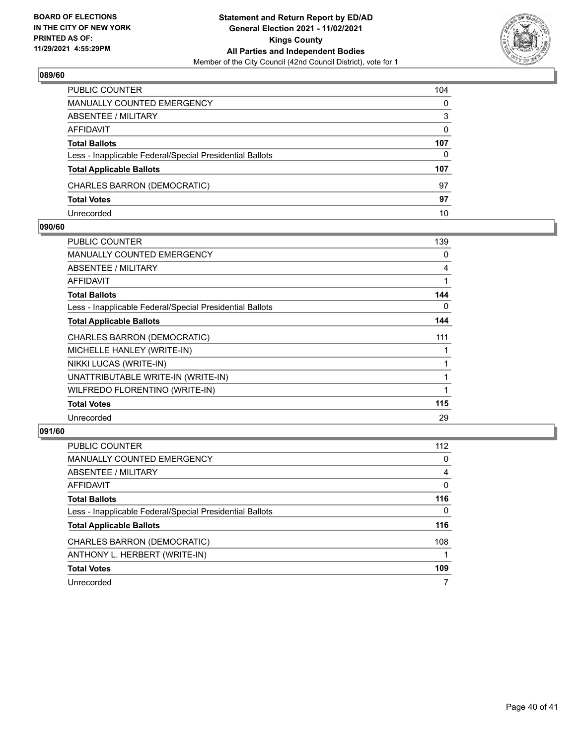## 089/60

| | |
|---|---|
| PUBLIC COUNTER | 104 |
| MANUALLY COUNTED EMERGENCY | 0 |
| ABSENTEE / MILITARY | 3 |
| AFFIDAVIT | 0 |
| **Total Ballots** | **107** |
| Less - Inapplicable Federal/Special Presidential Ballots | 0 |
| **Total Applicable Ballots** | **107** |
| CHARLES BARRON (DEMOCRATIC) | 97 |
| **Total Votes** | **97** |
| Unrecorded | 10 |

## 090/60

| | |
|---|---|
| PUBLIC COUNTER | 139 |
| MANUALLY COUNTED EMERGENCY | 0 |
| ABSENTEE / MILITARY | 4 |
| AFFIDAVIT | 1 |
| **Total Ballots** | **144** |
| Less - Inapplicable Federal/Special Presidential Ballots | 0 |
| **Total Applicable Ballots** | **144** |
| CHARLES BARRON (DEMOCRATIC) | 111 |
| MICHELLE HANLEY (WRITE-IN) | 1 |
| NIKKI LUCAS (WRITE-IN) | 1 |
| UNATTRIBUTABLE WRITE-IN (WRITE-IN) | 1 |
| WILFREDO FLORENTINO (WRITE-IN) | 1 |
| **Total Votes** | **115** |
| Unrecorded | 29 |

## 091/60

| | |
|---|---|
| PUBLIC COUNTER | 112 |
| MANUALLY COUNTED EMERGENCY | 0 |
| ABSENTEE / MILITARY | 4 |
| AFFIDAVIT | 0 |
| **Total Ballots** | **116** |
| Less - Inapplicable Federal/Special Presidential Ballots | 0 |
| **Total Applicable Ballots** | **116** |
| CHARLES BARRON (DEMOCRATIC) | 108 |
| ANTHONY L. HERBERT (WRITE-IN) | 1 |
| **Total Votes** | **109** |
| Unrecorded | 7 |